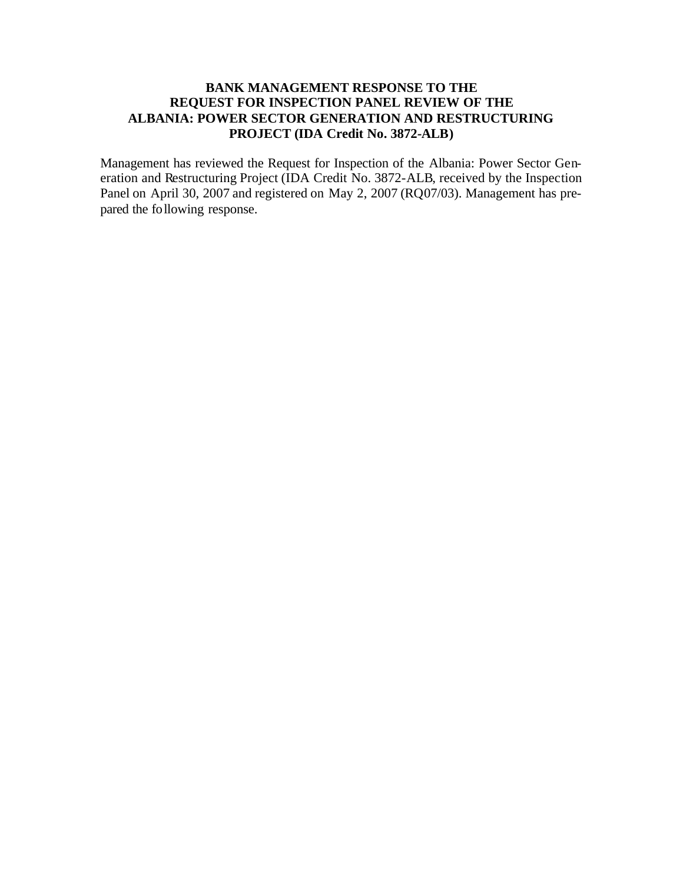# BANK MANAGEMENT RESPONSE TO THE REQUEST FOR INSPECTION PANEL REVIEW OF THE ALBANIA: POWER SECTOR GENERATION AND RESTRUCTURING PROJECT (IDA Credit No. 3872-ALB)

Management has reviewed the Request for Inspection of the Albania: Power Sector Generation and Restructuring Project (IDA Credit No. 3872-ALB, received by the Inspection Panel on April 30, 2007 and registered on May 2, 2007 (RQ07/03). Management has prepared the following response.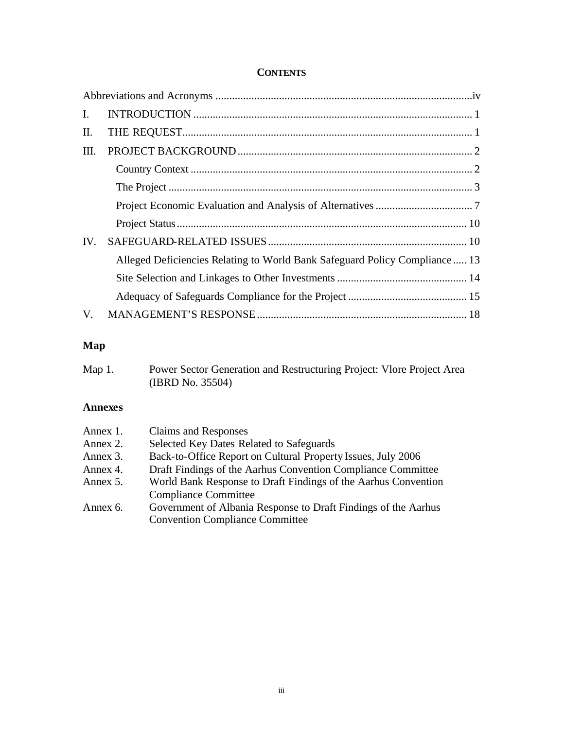**CONTENTS**

Abbreviations and Acronyms ............................................................................................iv

I. INTRODUCTION .................................................................................................... 1

II. THE REQUEST......................................................................................................... 1

III. PROJECT BACKGROUND .................................................................................... 2

- Country Context ..................................................................................................... 2
- The Project ............................................................................................................. 3
- Project Economic Evaluation and Analysis of Alternatives ................................... 7
- Project Status ......................................................................................................... 10

IV. SAFEGUARD-RELATED ISSUES ....................................................................... 10

- Alleged Deficiencies Relating to World Bank Safeguard Policy Compliance ..... 13
- Site Selection and Linkages to Other Investments ............................................... 14
- Adequacy of Safeguards Compliance for the Project ........................................... 15

V. MANAGEMENT'S RESPONSE ........................................................................... 18

## Map

Map 1. Power Sector Generation and Restructuring Project: Vlore Project Area (IBRD No. 35504)

## Annexes

Annex 1. Claims and Responses
Annex 2. Selected Key Dates Related to Safeguards
Annex 3. Back-to-Office Report on Cultural Property Issues, July 2006
Annex 4. Draft Findings of the Aarhus Convention Compliance Committee
Annex 5. World Bank Response to Draft Findings of the Aarhus Convention Compliance Committee
Annex 6. Government of Albania Response to Draft Findings of the Aarhus Convention Compliance Committee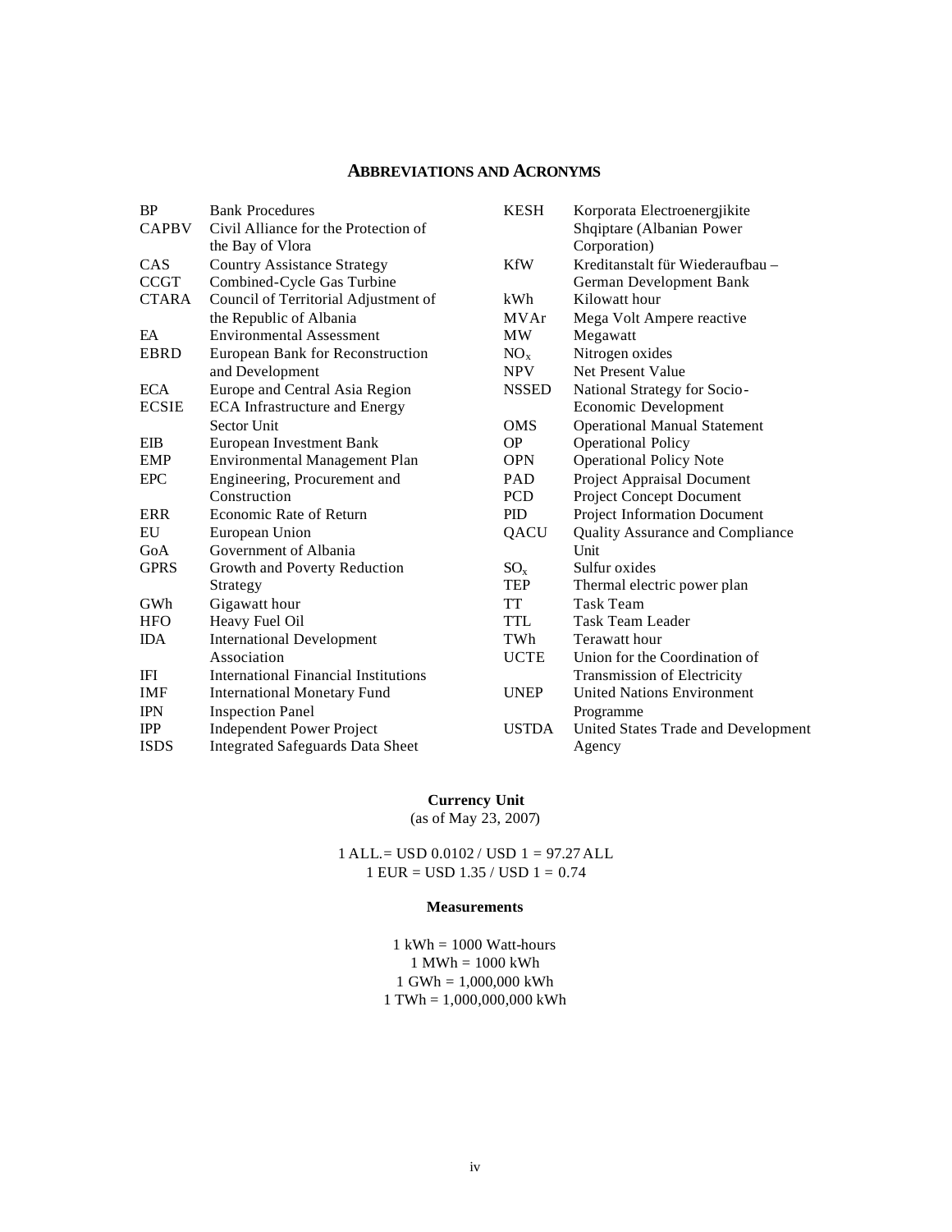## ABBREVIATIONS AND ACRONYMS

| | |
|---|---|
| BP | Bank Procedures |
| CAPBV | Civil Alliance for the Protection of the Bay of Vlora |
| CAS | Country Assistance Strategy |
| CCGT | Combined-Cycle Gas Turbine |
| CTARA | Council of Territorial Adjustment of the Republic of Albania |
| EA | Environmental Assessment |
| EBRD | European Bank for Reconstruction and Development |
| ECA | Europe and Central Asia Region |
| ECSIE | ECA Infrastructure and Energy Sector Unit |
| EIB | European Investment Bank |
| EMP | Environmental Management Plan |
| EPC | Engineering, Procurement and Construction |
| ERR | Economic Rate of Return |
| EU | European Union |
| GoA | Government of Albania |
| GPRS | Growth and Poverty Reduction Strategy |
| GWh | Gigawatt hour |
| HFO | Heavy Fuel Oil |
| IDA | International Development Association |
| IFI | International Financial Institutions |
| IMF | International Monetary Fund |
| IPN | Inspection Panel |
| IPP | Independent Power Project |
| ISDS | Integrated Safeguards Data Sheet |
| KESH | Korporata Electroenergjikite Shqiptare (Albanian Power Corporation) |
| KfW | Kreditanstalt für Wiederaufbau – German Development Bank |
| kWh | Kilowatt hour |
| MVAr | Mega Volt Ampere reactive |
| MW | Megawatt |
| $NO_x$ | Nitrogen oxides |
| NPV | Net Present Value |
| NSSED | National Strategy for Socio-Economic Development |
| OMS | Operational Manual Statement |
| OP | Operational Policy |
| OPN | Operational Policy Note |
| PAD | Project Appraisal Document |
| PCD | Project Concept Document |
| PID | Project Information Document |
| QACU | Quality Assurance and Compliance Unit |
| $SO_x$ | Sulfur oxides |
| TEP | Thermal electric power plan |
| TT | Task Team |
| TTL | Task Team Leader |
| TWh | Terawatt hour |
| UCTE | Union for the Coordination of Transmission of Electricity |
| UNEP | United Nations Environment Programme |
| USTDA | United States Trade and Development Agency |

**Currency Unit**
(as of May 23, 2007)

1 ALL.= USD 0.0102 / USD 1 = 97.27 ALL
1 EUR = USD 1.35 / USD 1 = 0.74

**Measurements**

1 kWh = 1000 Watt-hours
1 MWh = 1000 kWh
1 GWh = 1,000,000 kWh
1 TWh = 1,000,000,000 kWh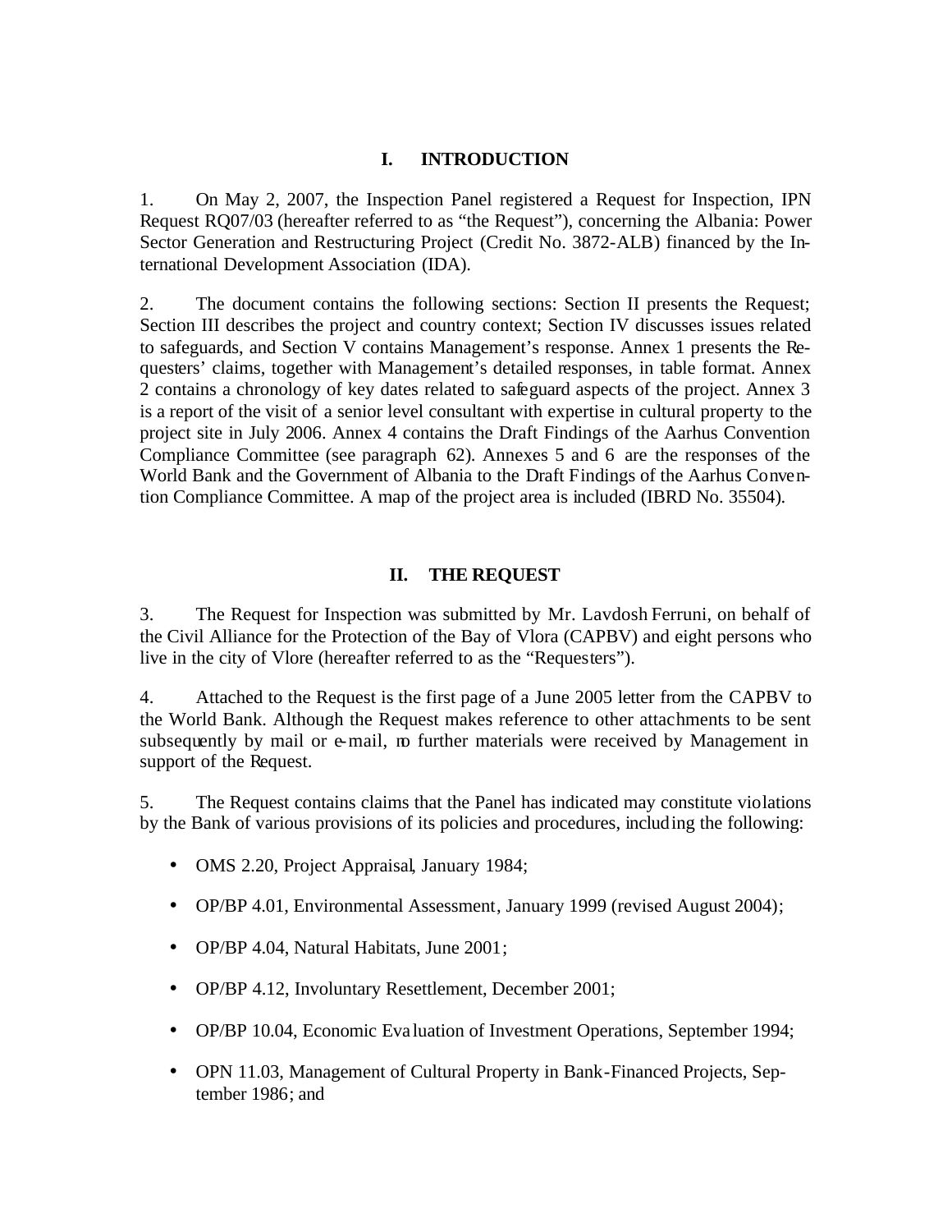## I. INTRODUCTION

1. On May 2, 2007, the Inspection Panel registered a Request for Inspection, IPN Request RQ07/03 (hereafter referred to as "the Request"), concerning the Albania: Power Sector Generation and Restructuring Project (Credit No. 3872-ALB) financed by the International Development Association (IDA).

2. The document contains the following sections: Section II presents the Request; Section III describes the project and country context; Section IV discusses issues related to safeguards, and Section V contains Management's response. Annex 1 presents the Requesters' claims, together with Management's detailed responses, in table format. Annex 2 contains a chronology of key dates related to safeguard aspects of the project. Annex 3 is a report of the visit of a senior level consultant with expertise in cultural property to the project site in July 2006. Annex 4 contains the Draft Findings of the Aarhus Convention Compliance Committee (see paragraph 62). Annexes 5 and 6 are the responses of the World Bank and the Government of Albania to the Draft Findings of the Aarhus Convention Compliance Committee. A map of the project area is included (IBRD No. 35504).

## II. THE REQUEST

3. The Request for Inspection was submitted by Mr. Lavdosh Ferruni, on behalf of the Civil Alliance for the Protection of the Bay of Vlora (CAPBV) and eight persons who live in the city of Vlore (hereafter referred to as the "Requesters").

4. Attached to the Request is the first page of a June 2005 letter from the CAPBV to the World Bank. Although the Request makes reference to other attachments to be sent subsequently by mail or e-mail, no further materials were received by Management in support of the Request.

5. The Request contains claims that the Panel has indicated may constitute violations by the Bank of various provisions of its policies and procedures, including the following:

- OMS 2.20, Project Appraisal, January 1984;
- OP/BP 4.01, Environmental Assessment, January 1999 (revised August 2004);
- OP/BP 4.04, Natural Habitats, June 2001;
- OP/BP 4.12, Involuntary Resettlement, December 2001;
- OP/BP 10.04, Economic Evaluation of Investment Operations, September 1994;
- OPN 11.03, Management of Cultural Property in Bank-Financed Projects, September 1986; and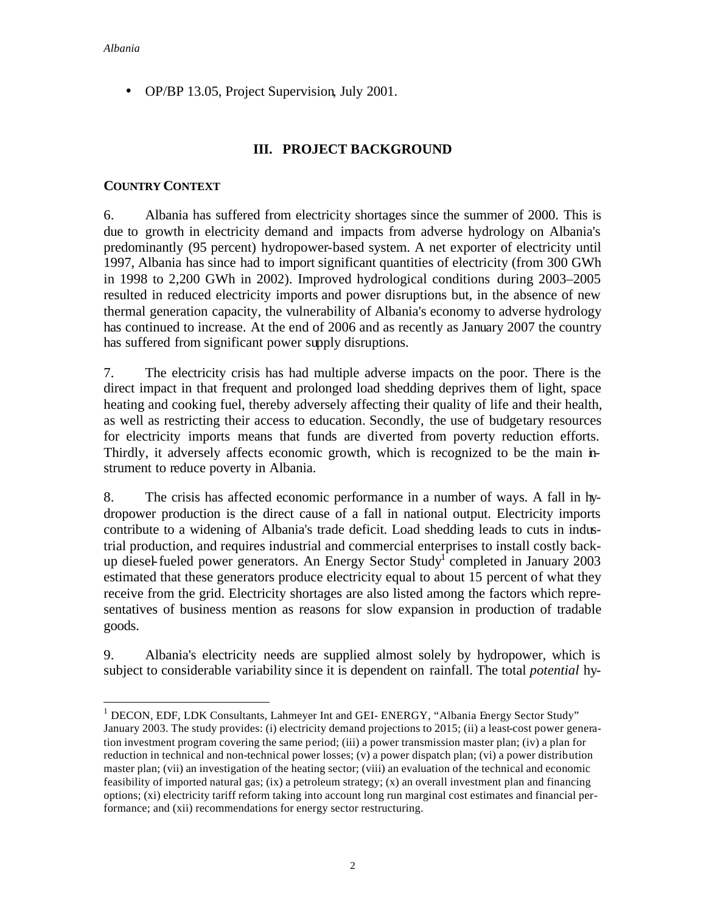- OP/BP 13.05, Project Supervision, July 2001.

## III. PROJECT BACKGROUND

### COUNTRY CONTEXT

6. Albania has suffered from electricity shortages since the summer of 2000. This is due to growth in electricity demand and impacts from adverse hydrology on Albania's predominantly (95 percent) hydropower-based system. A net exporter of electricity until 1997, Albania has since had to import significant quantities of electricity (from 300 GWh in 1998 to 2,200 GWh in 2002). Improved hydrological conditions during 2003–2005 resulted in reduced electricity imports and power disruptions but, in the absence of new thermal generation capacity, the vulnerability of Albania's economy to adverse hydrology has continued to increase. At the end of 2006 and as recently as January 2007 the country has suffered from significant power supply disruptions.

7. The electricity crisis has had multiple adverse impacts on the poor. There is the direct impact in that frequent and prolonged load shedding deprives them of light, space heating and cooking fuel, thereby adversely affecting their quality of life and their health, as well as restricting their access to education. Secondly, the use of budgetary resources for electricity imports means that funds are diverted from poverty reduction efforts. Thirdly, it adversely affects economic growth, which is recognized to be the main instrument to reduce poverty in Albania.

8. The crisis has affected economic performance in a number of ways. A fall in hydropower production is the direct cause of a fall in national output. Electricity imports contribute to a widening of Albania's trade deficit. Load shedding leads to cuts in industrial production, and requires industrial and commercial enterprises to install costly back-up diesel-fueled power generators. An Energy Sector Study[1] completed in January 2003 estimated that these generators produce electricity equal to about 15 percent of what they receive from the grid. Electricity shortages are also listed among the factors which representatives of business mention as reasons for slow expansion in production of tradable goods.

9. Albania's electricity needs are supplied almost solely by hydropower, which is subject to considerable variability since it is dependent on rainfall. The total *potential* hy-

[1] DECON, EDF, LDK Consultants, Lahmeyer Int and GEI- ENERGY, "Albania Energy Sector Study" January 2003. The study provides: (i) electricity demand projections to 2015; (ii) a least-cost power generation investment program covering the same period; (iii) a power transmission master plan; (iv) a plan for reduction in technical and non-technical power losses; (v) a power dispatch plan; (vi) a power distribution master plan; (vii) an investigation of the heating sector; (viii) an evaluation of the technical and economic feasibility of imported natural gas; (ix) a petroleum strategy; (x) an overall investment plan and financing options; (xi) electricity tariff reform taking into account long run marginal cost estimates and financial performance; and (xii) recommendations for energy sector restructuring.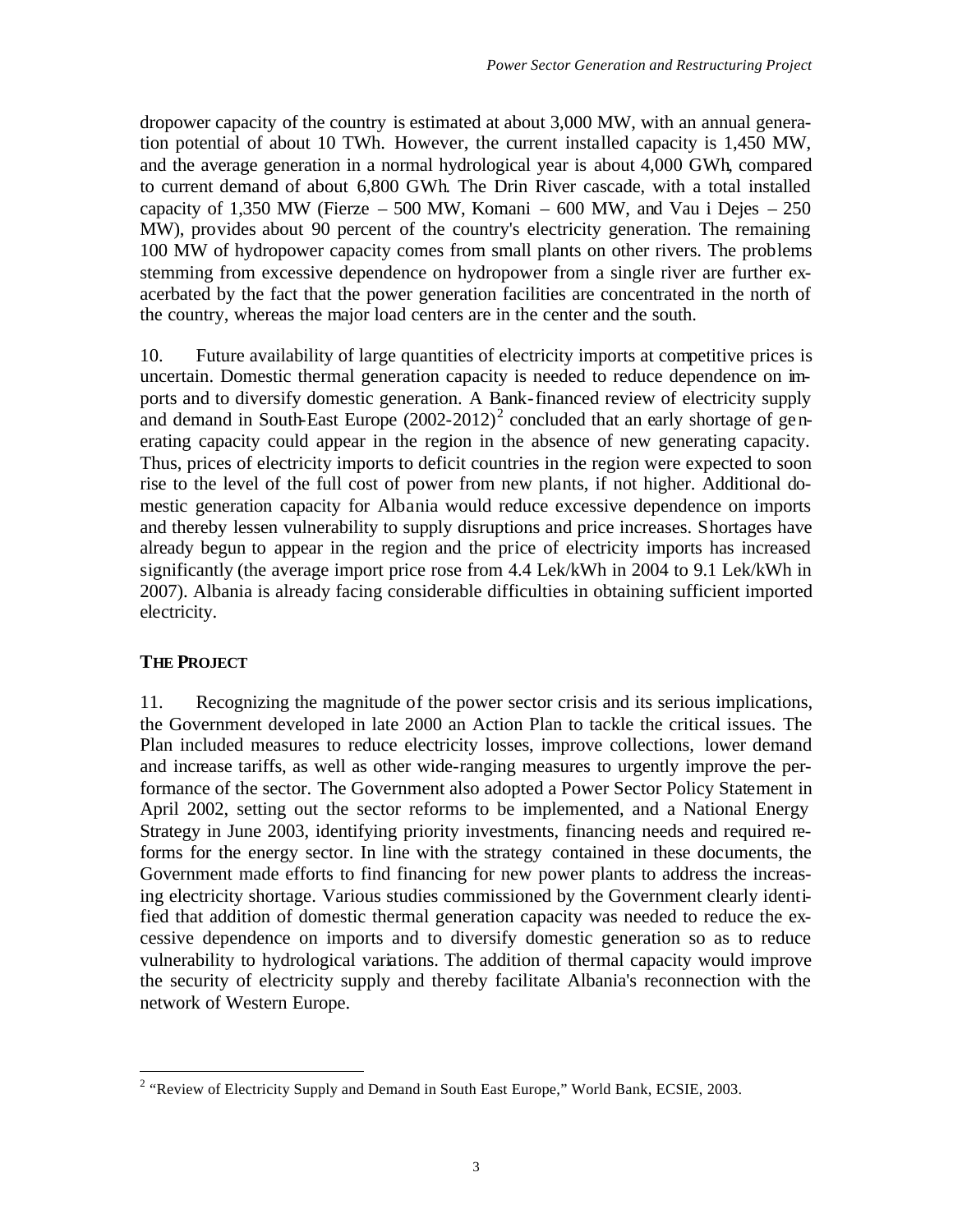dropower capacity of the country is estimated at about 3,000 MW, with an annual generation potential of about 10 TWh. However, the current installed capacity is 1,450 MW, and the average generation in a normal hydrological year is about 4,000 GWh, compared to current demand of about 6,800 GWh. The Drin River cascade, with a total installed capacity of 1,350 MW (Fierze – 500 MW, Komani – 600 MW, and Vau i Dejes – 250 MW), provides about 90 percent of the country's electricity generation. The remaining 100 MW of hydropower capacity comes from small plants on other rivers. The problems stemming from excessive dependence on hydropower from a single river are further exacerbated by the fact that the power generation facilities are concentrated in the north of the country, whereas the major load centers are in the center and the south.

10. Future availability of large quantities of electricity imports at competitive prices is uncertain. Domestic thermal generation capacity is needed to reduce dependence on imports and to diversify domestic generation. A Bank-financed review of electricity supply and demand in South-East Europe (2002-2012)[2] concluded that an early shortage of generating capacity could appear in the region in the absence of new generating capacity. Thus, prices of electricity imports to deficit countries in the region were expected to soon rise to the level of the full cost of power from new plants, if not higher. Additional domestic generation capacity for Albania would reduce excessive dependence on imports and thereby lessen vulnerability to supply disruptions and price increases. Shortages have already begun to appear in the region and the price of electricity imports has increased significantly (the average import price rose from 4.4 Lek/kWh in 2004 to 9.1 Lek/kWh in 2007). Albania is already facing considerable difficulties in obtaining sufficient imported electricity.

## THE PROJECT

11. Recognizing the magnitude of the power sector crisis and its serious implications, the Government developed in late 2000 an Action Plan to tackle the critical issues. The Plan included measures to reduce electricity losses, improve collections, lower demand and increase tariffs, as well as other wide-ranging measures to urgently improve the performance of the sector. The Government also adopted a Power Sector Policy Statement in April 2002, setting out the sector reforms to be implemented, and a National Energy Strategy in June 2003, identifying priority investments, financing needs and required reforms for the energy sector. In line with the strategy contained in these documents, the Government made efforts to find financing for new power plants to address the increasing electricity shortage. Various studies commissioned by the Government clearly identified that addition of domestic thermal generation capacity was needed to reduce the excessive dependence on imports and to diversify domestic generation so as to reduce vulnerability to hydrological variations. The addition of thermal capacity would improve the security of electricity supply and thereby facilitate Albania's reconnection with the network of Western Europe.

[2] "Review of Electricity Supply and Demand in South East Europe," World Bank, ECSIE, 2003.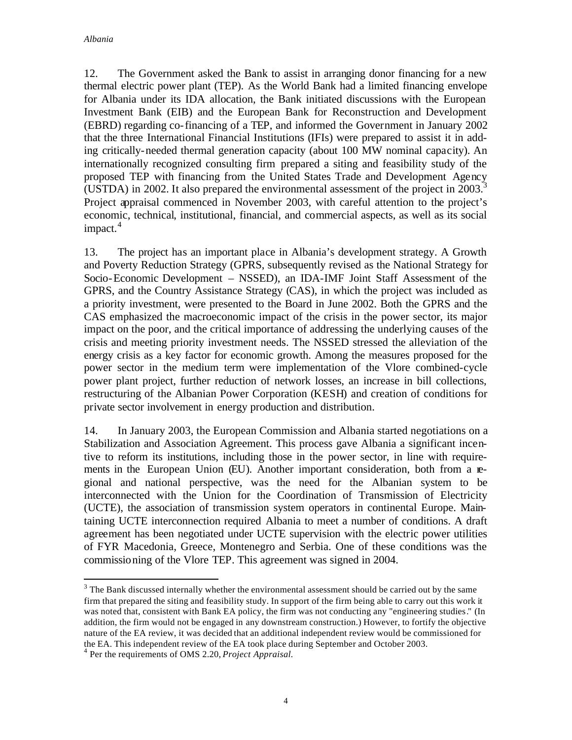12. The Government asked the Bank to assist in arranging donor financing for a new thermal electric power plant (TEP). As the World Bank had a limited financing envelope for Albania under its IDA allocation, the Bank initiated discussions with the European Investment Bank (EIB) and the European Bank for Reconstruction and Development (EBRD) regarding co-financing of a TEP, and informed the Government in January 2002 that the three International Financial Institutions (IFIs) were prepared to assist it in adding critically-needed thermal generation capacity (about 100 MW nominal capacity). An internationally recognized consulting firm prepared a siting and feasibility study of the proposed TEP with financing from the United States Trade and Development Agency (USTDA) in 2002. It also prepared the environmental assessment of the project in 2003.[3] Project appraisal commenced in November 2003, with careful attention to the project's economic, technical, institutional, financial, and commercial aspects, as well as its social impact.[4]

13. The project has an important place in Albania's development strategy. A Growth and Poverty Reduction Strategy (GPRS, subsequently revised as the National Strategy for Socio-Economic Development – NSSED), an IDA-IMF Joint Staff Assessment of the GPRS, and the Country Assistance Strategy (CAS), in which the project was included as a priority investment, were presented to the Board in June 2002. Both the GPRS and the CAS emphasized the macroeconomic impact of the crisis in the power sector, its major impact on the poor, and the critical importance of addressing the underlying causes of the crisis and meeting priority investment needs. The NSSED stressed the alleviation of the energy crisis as a key factor for economic growth. Among the measures proposed for the power sector in the medium term were implementation of the Vlore combined-cycle power plant project, further reduction of network losses, an increase in bill collections, restructuring of the Albanian Power Corporation (KESH) and creation of conditions for private sector involvement in energy production and distribution.

14. In January 2003, the European Commission and Albania started negotiations on a Stabilization and Association Agreement. This process gave Albania a significant incentive to reform its institutions, including those in the power sector, in line with requirements in the European Union (EU). Another important consideration, both from a regional and national perspective, was the need for the Albanian system to be interconnected with the Union for the Coordination of Transmission of Electricity (UCTE), the association of transmission system operators in continental Europe. Maintaining UCTE interconnection required Albania to meet a number of conditions. A draft agreement has been negotiated under UCTE supervision with the electric power utilities of FYR Macedonia, Greece, Montenegro and Serbia. One of these conditions was the commissioning of the Vlore TEP. This agreement was signed in 2004.

---

[3] The Bank discussed internally whether the environmental assessment should be carried out by the same firm that prepared the siting and feasibility study. In support of the firm being able to carry out this work it was noted that, consistent with Bank EA policy, the firm was not conducting any "engineering studies." (In addition, the firm would not be engaged in any downstream construction.) However, to fortify the objective nature of the EA review, it was decided that an additional independent review would be commissioned for the EA. This independent review of the EA took place during September and October 2003.

[4] Per the requirements of OMS 2.20, *Project Appraisal*.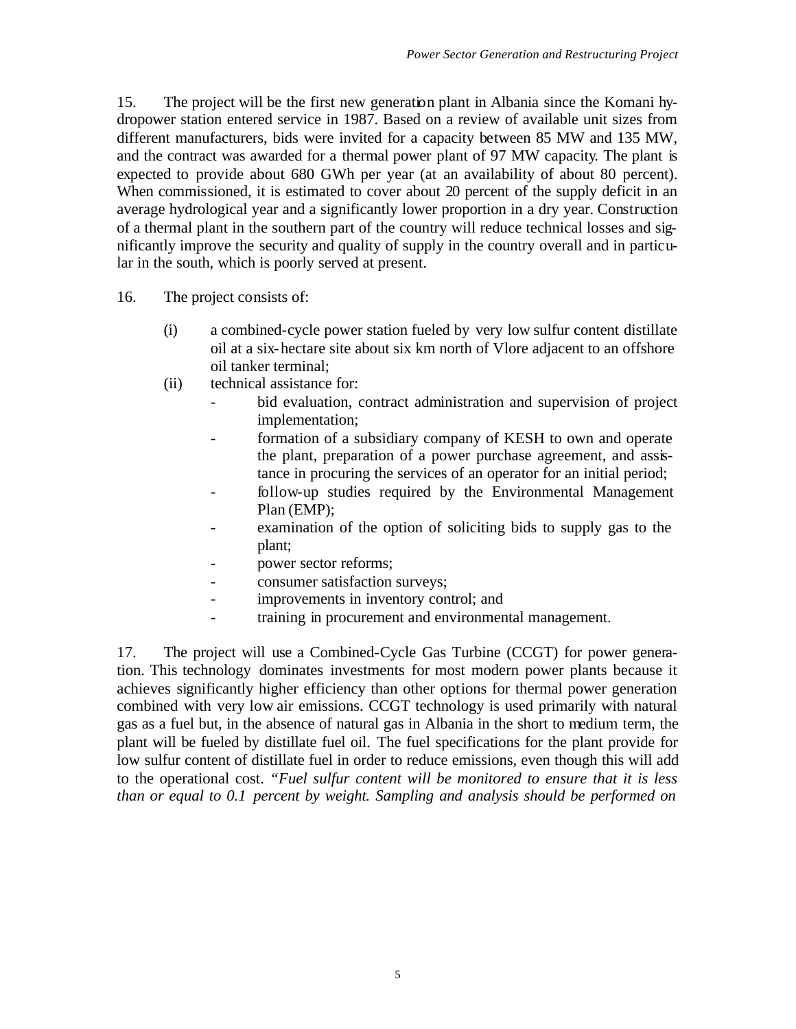15. The project will be the first new generation plant in Albania since the Komani hydropower station entered service in 1987. Based on a review of available unit sizes from different manufacturers, bids were invited for a capacity between 85 MW and 135 MW, and the contract was awarded for a thermal power plant of 97 MW capacity. The plant is expected to provide about 680 GWh per year (at an availability of about 80 percent). When commissioned, it is estimated to cover about 20 percent of the supply deficit in an average hydrological year and a significantly lower proportion in a dry year. Construction of a thermal plant in the southern part of the country will reduce technical losses and significantly improve the security and quality of supply in the country overall and in particular in the south, which is poorly served at present.

16. The project consists of:

(i) a combined-cycle power station fueled by very low sulfur content distillate oil at a six-hectare site about six km north of Vlore adjacent to an offshore oil tanker terminal;

(ii) technical assistance for:

- bid evaluation, contract administration and supervision of project implementation;
- formation of a subsidiary company of KESH to own and operate the plant, preparation of a power purchase agreement, and assistance in procuring the services of an operator for an initial period;
- follow-up studies required by the Environmental Management Plan (EMP);
- examination of the option of soliciting bids to supply gas to the plant;
- power sector reforms;
- consumer satisfaction surveys;
- improvements in inventory control; and
- training in procurement and environmental management.

17. The project will use a Combined-Cycle Gas Turbine (CCGT) for power generation. This technology dominates investments for most modern power plants because it achieves significantly higher efficiency than other options for thermal power generation combined with very low air emissions. CCGT technology is used primarily with natural gas as a fuel but, in the absence of natural gas in Albania in the short to medium term, the plant will be fueled by distillate fuel oil. The fuel specifications for the plant provide for low sulfur content of distillate fuel in order to reduce emissions, even though this will add to the operational cost. *"Fuel sulfur content will be monitored to ensure that it is less than or equal to 0.1 percent by weight. Sampling and analysis should be performed on*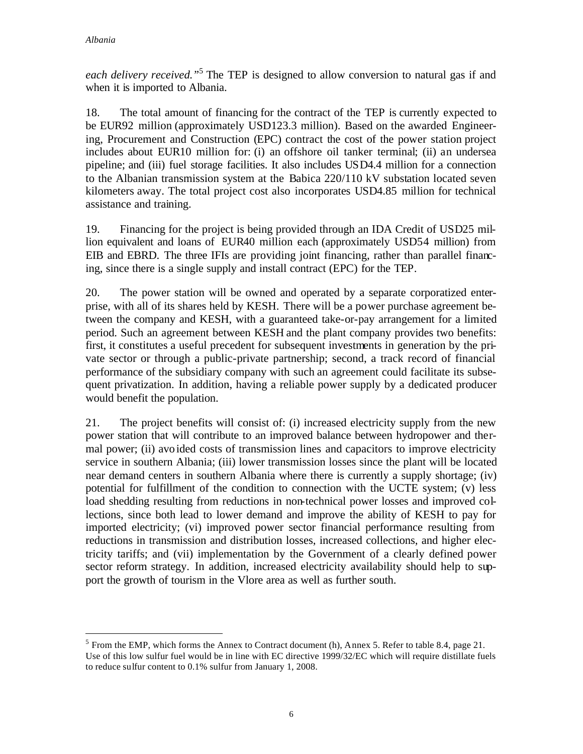*each delivery received."*[5] The TEP is designed to allow conversion to natural gas if and when it is imported to Albania.

18. The total amount of financing for the contract of the TEP is currently expected to be EUR92 million (approximately USD123.3 million). Based on the awarded Engineering, Procurement and Construction (EPC) contract the cost of the power station project includes about EUR10 million for: (i) an offshore oil tanker terminal; (ii) an undersea pipeline; and (iii) fuel storage facilities. It also includes USD4.4 million for a connection to the Albanian transmission system at the Babica 220/110 kV substation located seven kilometers away. The total project cost also incorporates USD4.85 million for technical assistance and training.

19. Financing for the project is being provided through an IDA Credit of USD25 million equivalent and loans of EUR40 million each (approximately USD54 million) from EIB and EBRD. The three IFIs are providing joint financing, rather than parallel financing, since there is a single supply and install contract (EPC) for the TEP.

20. The power station will be owned and operated by a separate corporatized enterprise, with all of its shares held by KESH. There will be a power purchase agreement between the company and KESH, with a guaranteed take-or-pay arrangement for a limited period. Such an agreement between KESH and the plant company provides two benefits: first, it constitutes a useful precedent for subsequent investments in generation by the private sector or through a public-private partnership; second, a track record of financial performance of the subsidiary company with such an agreement could facilitate its subsequent privatization. In addition, having a reliable power supply by a dedicated producer would benefit the population.

21. The project benefits will consist of: (i) increased electricity supply from the new power station that will contribute to an improved balance between hydropower and thermal power; (ii) avoided costs of transmission lines and capacitors to improve electricity service in southern Albania; (iii) lower transmission losses since the plant will be located near demand centers in southern Albania where there is currently a supply shortage; (iv) potential for fulfillment of the condition to connection with the UCTE system; (v) less load shedding resulting from reductions in non-technical power losses and improved collections, since both lead to lower demand and improve the ability of KESH to pay for imported electricity; (vi) improved power sector financial performance resulting from reductions in transmission and distribution losses, increased collections, and higher electricity tariffs; and (vii) implementation by the Government of a clearly defined power sector reform strategy. In addition, increased electricity availability should help to support the growth of tourism in the Vlore area as well as further south.

---

[5] From the EMP, which forms the Annex to Contract document (h), Annex 5. Refer to table 8.4, page 21. Use of this low sulfur fuel would be in line with EC directive 1999/32/EC which will require distillate fuels to reduce sulfur content to 0.1% sulfur from January 1, 2008.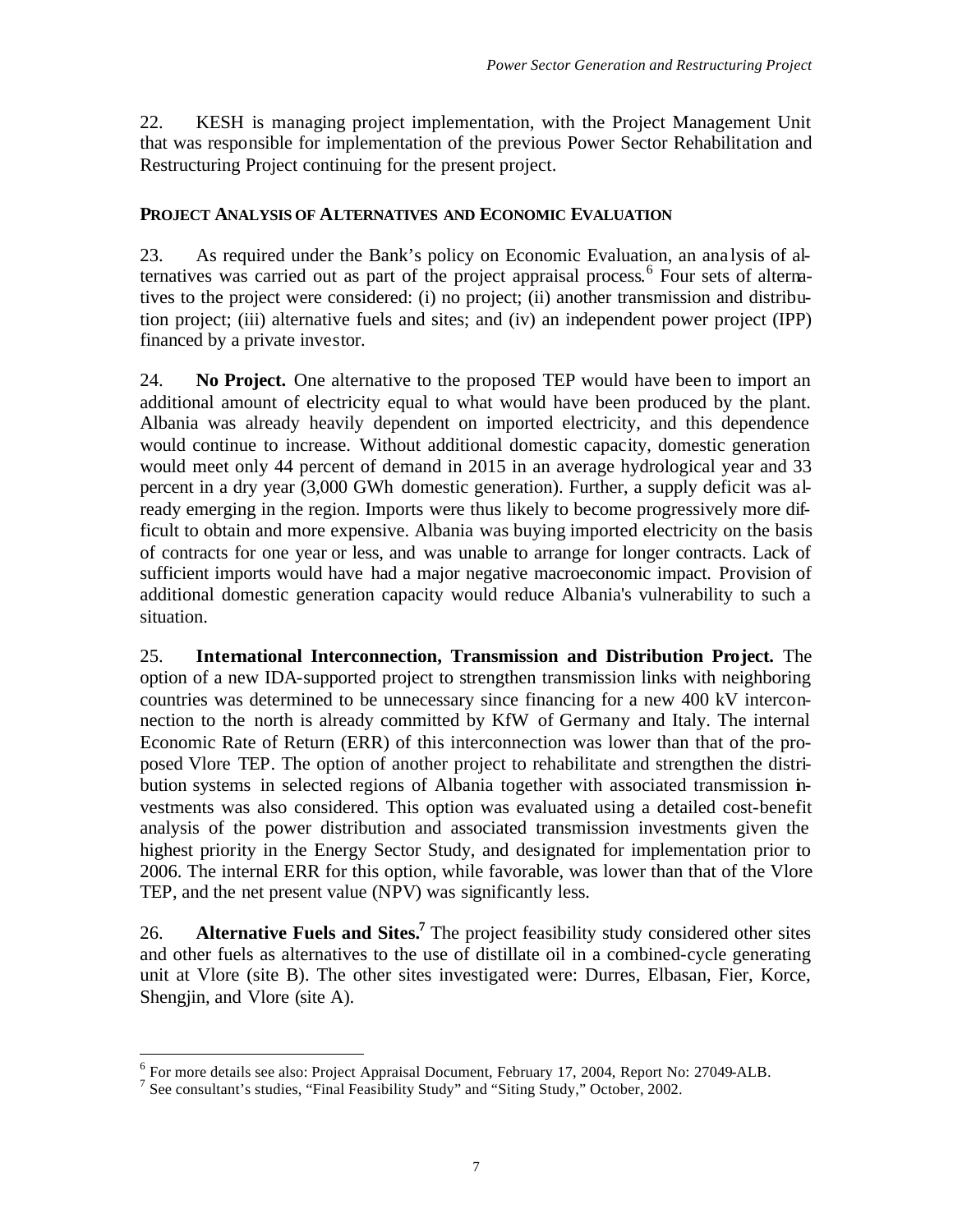22. KESH is managing project implementation, with the Project Management Unit that was responsible for implementation of the previous Power Sector Rehabilitation and Restructuring Project continuing for the present project.

**PROJECT ANALYSIS OF ALTERNATIVES AND ECONOMIC EVALUATION**

23. As required under the Bank's policy on Economic Evaluation, an analysis of alternatives was carried out as part of the project appraisal process.[6] Four sets of alternatives to the project were considered: (i) no project; (ii) another transmission and distribution project; (iii) alternative fuels and sites; and (iv) an independent power project (IPP) financed by a private investor.

24. **No Project.** One alternative to the proposed TEP would have been to import an additional amount of electricity equal to what would have been produced by the plant. Albania was already heavily dependent on imported electricity, and this dependence would continue to increase. Without additional domestic capacity, domestic generation would meet only 44 percent of demand in 2015 in an average hydrological year and 33 percent in a dry year (3,000 GWh domestic generation). Further, a supply deficit was already emerging in the region. Imports were thus likely to become progressively more difficult to obtain and more expensive. Albania was buying imported electricity on the basis of contracts for one year or less, and was unable to arrange for longer contracts. Lack of sufficient imports would have had a major negative macroeconomic impact. Provision of additional domestic generation capacity would reduce Albania's vulnerability to such a situation.

25. **International Interconnection, Transmission and Distribution Project.** The option of a new IDA-supported project to strengthen transmission links with neighboring countries was determined to be unnecessary since financing for a new 400 kV interconnection to the north is already committed by KfW of Germany and Italy. The internal Economic Rate of Return (ERR) of this interconnection was lower than that of the proposed Vlore TEP. The option of another project to rehabilitate and strengthen the distribution systems in selected regions of Albania together with associated transmission investments was also considered. This option was evaluated using a detailed cost-benefit analysis of the power distribution and associated transmission investments given the highest priority in the Energy Sector Study, and designated for implementation prior to 2006. The internal ERR for this option, while favorable, was lower than that of the Vlore TEP, and the net present value (NPV) was significantly less.

26. **Alternative Fuels and Sites.**[7] The project feasibility study considered other sites and other fuels as alternatives to the use of distillate oil in a combined-cycle generating unit at Vlore (site B). The other sites investigated were: Durres, Elbasan, Fier, Korce, Shengjin, and Vlore (site A).

---

[6] For more details see also: Project Appraisal Document, February 17, 2004, Report No: 27049-ALB.

[7] See consultant's studies, "Final Feasibility Study" and "Siting Study," October, 2002.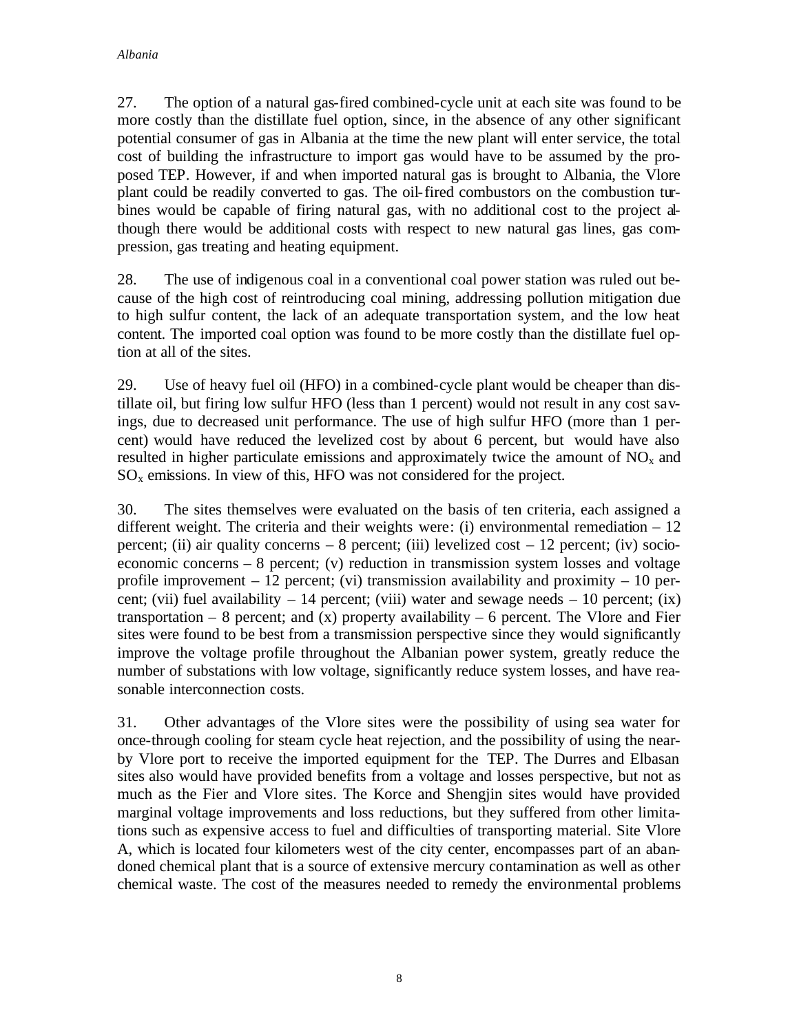27. The option of a natural gas-fired combined-cycle unit at each site was found to be more costly than the distillate fuel option, since, in the absence of any other significant potential consumer of gas in Albania at the time the new plant will enter service, the total cost of building the infrastructure to import gas would have to be assumed by the proposed TEP. However, if and when imported natural gas is brought to Albania, the Vlore plant could be readily converted to gas. The oil-fired combustors on the combustion turbines would be capable of firing natural gas, with no additional cost to the project although there would be additional costs with respect to new natural gas lines, gas compression, gas treating and heating equipment.

28. The use of indigenous coal in a conventional coal power station was ruled out because of the high cost of reintroducing coal mining, addressing pollution mitigation due to high sulfur content, the lack of an adequate transportation system, and the low heat content. The imported coal option was found to be more costly than the distillate fuel option at all of the sites.

29. Use of heavy fuel oil (HFO) in a combined-cycle plant would be cheaper than distillate oil, but firing low sulfur HFO (less than 1 percent) would not result in any cost savings, due to decreased unit performance. The use of high sulfur HFO (more than 1 percent) would have reduced the levelized cost by about 6 percent, but would have also resulted in higher particulate emissions and approximately twice the amount of $NO_x$ and $SO_x$ emissions. In view of this, HFO was not considered for the project.

30. The sites themselves were evaluated on the basis of ten criteria, each assigned a different weight. The criteria and their weights were: (i) environmental remediation – 12 percent; (ii) air quality concerns – 8 percent; (iii) levelized cost – 12 percent; (iv) socio-economic concerns – 8 percent; (v) reduction in transmission system losses and voltage profile improvement – 12 percent; (vi) transmission availability and proximity – 10 percent; (vii) fuel availability – 14 percent; (viii) water and sewage needs – 10 percent; (ix) transportation – 8 percent; and (x) property availability – 6 percent. The Vlore and Fier sites were found to be best from a transmission perspective since they would significantly improve the voltage profile throughout the Albanian power system, greatly reduce the number of substations with low voltage, significantly reduce system losses, and have reasonable interconnection costs.

31. Other advantages of the Vlore sites were the possibility of using sea water for once-through cooling for steam cycle heat rejection, and the possibility of using the nearby Vlore port to receive the imported equipment for the TEP. The Durres and Elbasan sites also would have provided benefits from a voltage and losses perspective, but not as much as the Fier and Vlore sites. The Korce and Shengjin sites would have provided marginal voltage improvements and loss reductions, but they suffered from other limitations such as expensive access to fuel and difficulties of transporting material. Site Vlore A, which is located four kilometers west of the city center, encompasses part of an abandoned chemical plant that is a source of extensive mercury contamination as well as other chemical waste. The cost of the measures needed to remedy the environmental problems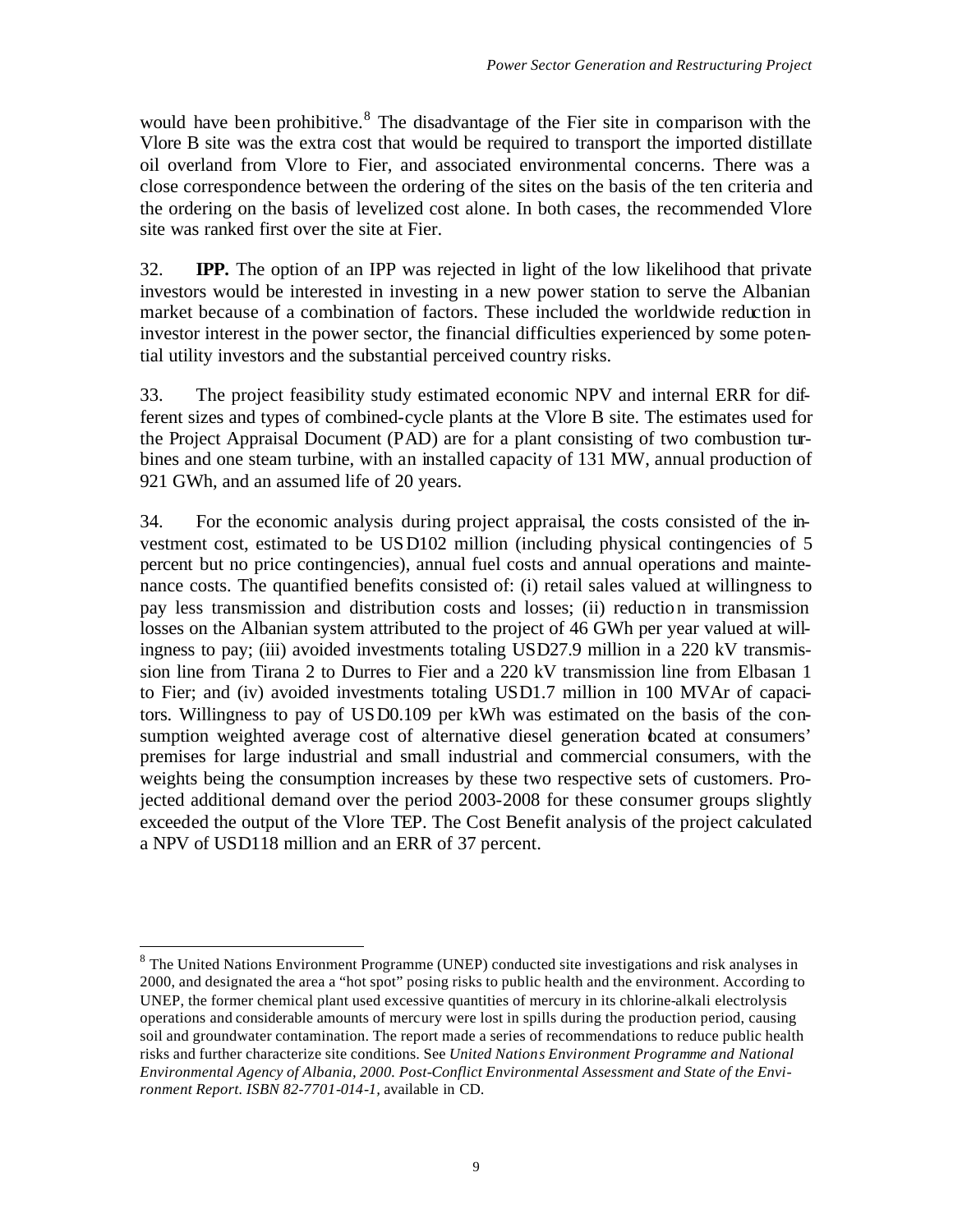would have been prohibitive.[8] The disadvantage of the Fier site in comparison with the Vlore B site was the extra cost that would be required to transport the imported distillate oil overland from Vlore to Fier, and associated environmental concerns. There was a close correspondence between the ordering of the sites on the basis of the ten criteria and the ordering on the basis of levelized cost alone. In both cases, the recommended Vlore site was ranked first over the site at Fier.

32. **IPP.** The option of an IPP was rejected in light of the low likelihood that private investors would be interested in investing in a new power station to serve the Albanian market because of a combination of factors. These included the worldwide reduction in investor interest in the power sector, the financial difficulties experienced by some potential utility investors and the substantial perceived country risks.

33. The project feasibility study estimated economic NPV and internal ERR for different sizes and types of combined-cycle plants at the Vlore B site. The estimates used for the Project Appraisal Document (PAD) are for a plant consisting of two combustion turbines and one steam turbine, with an installed capacity of 131 MW, annual production of 921 GWh, and an assumed life of 20 years.

34. For the economic analysis during project appraisal, the costs consisted of the investment cost, estimated to be USD102 million (including physical contingencies of 5 percent but no price contingencies), annual fuel costs and annual operations and maintenance costs. The quantified benefits consisted of: (i) retail sales valued at willingness to pay less transmission and distribution costs and losses; (ii) reduction in transmission losses on the Albanian system attributed to the project of 46 GWh per year valued at willingness to pay; (iii) avoided investments totaling USD27.9 million in a 220 kV transmission line from Tirana 2 to Durres to Fier and a 220 kV transmission line from Elbasan 1 to Fier; and (iv) avoided investments totaling USD1.7 million in 100 MVAr of capacitors. Willingness to pay of USD0.109 per kWh was estimated on the basis of the consumption weighted average cost of alternative diesel generation located at consumers' premises for large industrial and small industrial and commercial consumers, with the weights being the consumption increases by these two respective sets of customers. Projected additional demand over the period 2003-2008 for these consumer groups slightly exceeded the output of the Vlore TEP. The Cost Benefit analysis of the project calculated a NPV of USD118 million and an ERR of 37 percent.

[8] The United Nations Environment Programme (UNEP) conducted site investigations and risk analyses in 2000, and designated the area a "hot spot" posing risks to public health and the environment. According to UNEP, the former chemical plant used excessive quantities of mercury in its chlorine-alkali electrolysis operations and considerable amounts of mercury were lost in spills during the production period, causing soil and groundwater contamination. The report made a series of recommendations to reduce public health risks and further characterize site conditions. See *United Nations Environment Programme and National Environmental Agency of Albania, 2000. Post-Conflict Environmental Assessment and State of the Environment Report. ISBN 82-7701-014-1,* available in CD.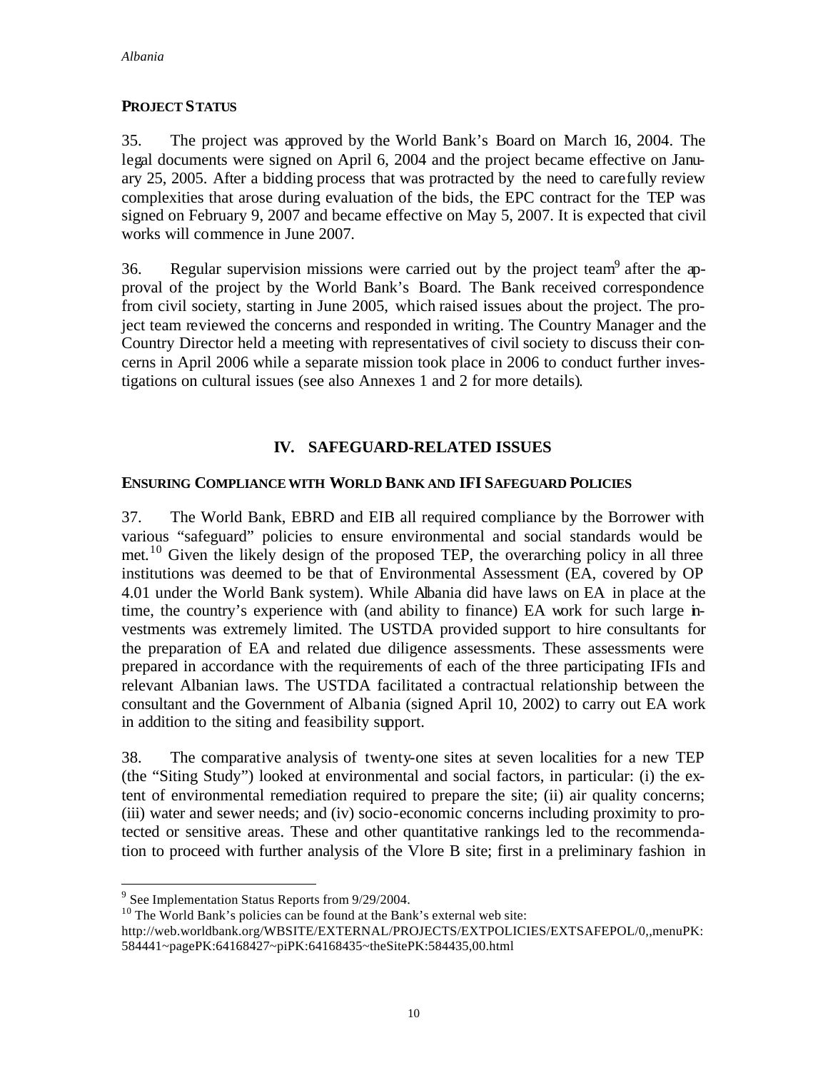**PROJECT STATUS**

35. The project was approved by the World Bank's Board on March 16, 2004. The legal documents were signed on April 6, 2004 and the project became effective on January 25, 2005. After a bidding process that was protracted by the need to carefully review complexities that arose during evaluation of the bids, the EPC contract for the TEP was signed on February 9, 2007 and became effective on May 5, 2007. It is expected that civil works will commence in June 2007.

36. Regular supervision missions were carried out by the project team[9] after the approval of the project by the World Bank's Board. The Bank received correspondence from civil society, starting in June 2005, which raised issues about the project. The project team reviewed the concerns and responded in writing. The Country Manager and the Country Director held a meeting with representatives of civil society to discuss their concerns in April 2006 while a separate mission took place in 2006 to conduct further investigations on cultural issues (see also Annexes 1 and 2 for more details).

## IV. SAFEGUARD-RELATED ISSUES

**ENSURING COMPLIANCE WITH WORLD BANK AND IFI SAFEGUARD POLICIES**

37. The World Bank, EBRD and EIB all required compliance by the Borrower with various "safeguard" policies to ensure environmental and social standards would be met.[10] Given the likely design of the proposed TEP, the overarching policy in all three institutions was deemed to be that of Environmental Assessment (EA, covered by OP 4.01 under the World Bank system). While Albania did have laws on EA in place at the time, the country's experience with (and ability to finance) EA work for such large investments was extremely limited. The USTDA provided support to hire consultants for the preparation of EA and related due diligence assessments. These assessments were prepared in accordance with the requirements of each of the three participating IFIs and relevant Albanian laws. The USTDA facilitated a contractual relationship between the consultant and the Government of Albania (signed April 10, 2002) to carry out EA work in addition to the siting and feasibility support.

38. The comparative analysis of twenty-one sites at seven localities for a new TEP (the "Siting Study") looked at environmental and social factors, in particular: (i) the extent of environmental remediation required to prepare the site; (ii) air quality concerns; (iii) water and sewer needs; and (iv) socio-economic concerns including proximity to protected or sensitive areas. These and other quantitative rankings led to the recommendation to proceed with further analysis of the Vlore B site; first in a preliminary fashion in

---

[9] See Implementation Status Reports from 9/29/2004.

[10] The World Bank's policies can be found at the Bank's external web site: http://web.worldbank.org/WBSITE/EXTERNAL/PROJECTS/EXTPOLICIES/EXTSAFEPOL/0,,menuPK:584441~pagePK:64168427~piPK:64168435~theSitePK:584435,00.html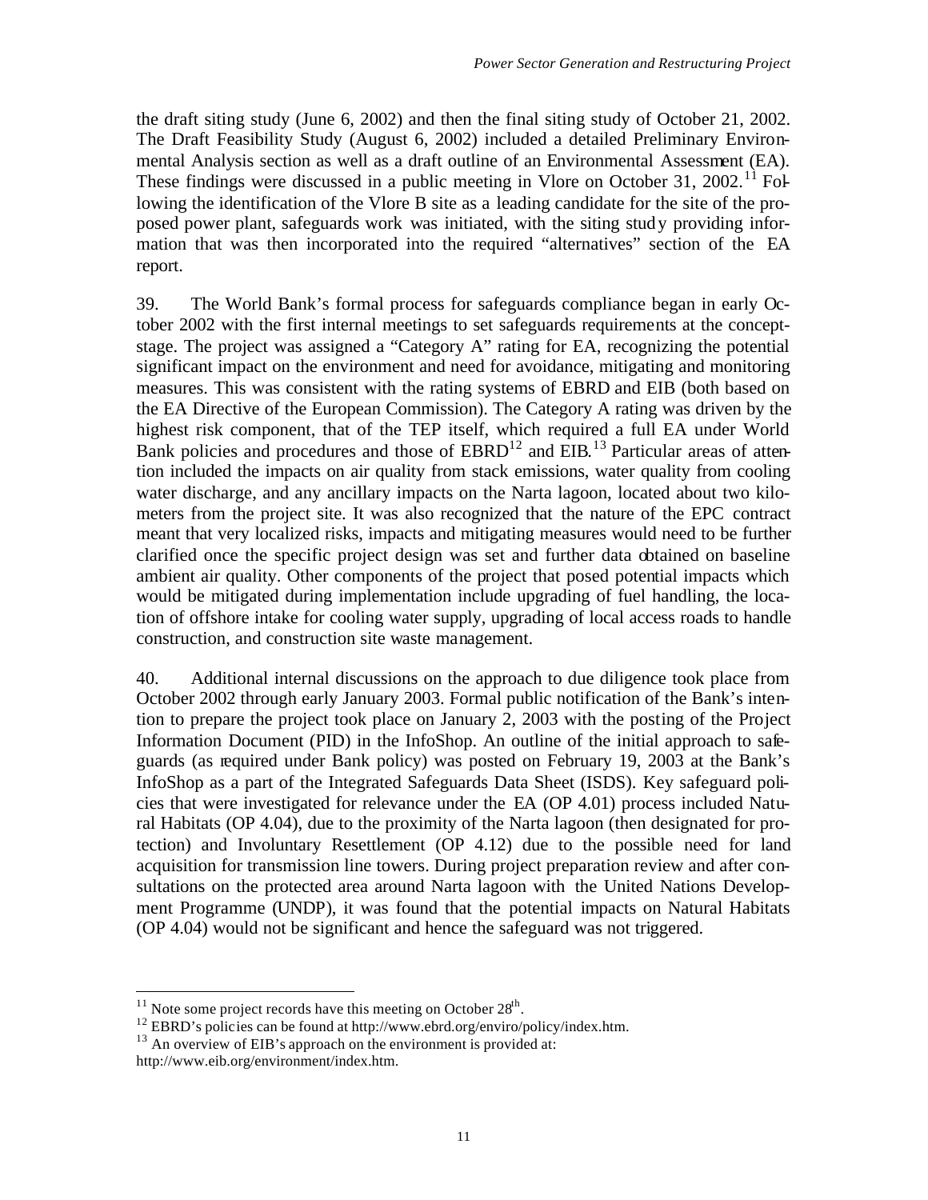the draft siting study (June 6, 2002) and then the final siting study of October 21, 2002. The Draft Feasibility Study (August 6, 2002) included a detailed Preliminary Environmental Analysis section as well as a draft outline of an Environmental Assessment (EA). These findings were discussed in a public meeting in Vlore on October 31, 2002.[11] Following the identification of the Vlore B site as a leading candidate for the site of the proposed power plant, safeguards work was initiated, with the siting study providing information that was then incorporated into the required "alternatives" section of the EA report.

39. The World Bank's formal process for safeguards compliance began in early October 2002 with the first internal meetings to set safeguards requirements at the concept-stage. The project was assigned a "Category A" rating for EA, recognizing the potential significant impact on the environment and need for avoidance, mitigating and monitoring measures. This was consistent with the rating systems of EBRD and EIB (both based on the EA Directive of the European Commission). The Category A rating was driven by the highest risk component, that of the TEP itself, which required a full EA under World Bank policies and procedures and those of EBRD[12] and EIB.[13] Particular areas of attention included the impacts on air quality from stack emissions, water quality from cooling water discharge, and any ancillary impacts on the Narta lagoon, located about two kilometers from the project site. It was also recognized that the nature of the EPC contract meant that very localized risks, impacts and mitigating measures would need to be further clarified once the specific project design was set and further data obtained on baseline ambient air quality. Other components of the project that posed potential impacts which would be mitigated during implementation include upgrading of fuel handling, the location of offshore intake for cooling water supply, upgrading of local access roads to handle construction, and construction site waste management.

40. Additional internal discussions on the approach to due diligence took place from October 2002 through early January 2003. Formal public notification of the Bank's intention to prepare the project took place on January 2, 2003 with the posting of the Project Information Document (PID) in the InfoShop. An outline of the initial approach to safeguards (as required under Bank policy) was posted on February 19, 2003 at the Bank's InfoShop as a part of the Integrated Safeguards Data Sheet (ISDS). Key safeguard policies that were investigated for relevance under the EA (OP 4.01) process included Natural Habitats (OP 4.04), due to the proximity of the Narta lagoon (then designated for protection) and Involuntary Resettlement (OP 4.12) due to the possible need for land acquisition for transmission line towers. During project preparation review and after consultations on the protected area around Narta lagoon with the United Nations Development Programme (UNDP), it was found that the potential impacts on Natural Habitats (OP 4.04) would not be significant and hence the safeguard was not triggered.

---

[11] Note some project records have this meeting on October 28th.

[12] EBRD's policies can be found at http://www.ebrd.org/enviro/policy/index.htm.

[13] An overview of EIB's approach on the environment is provided at: http://www.eib.org/environment/index.htm.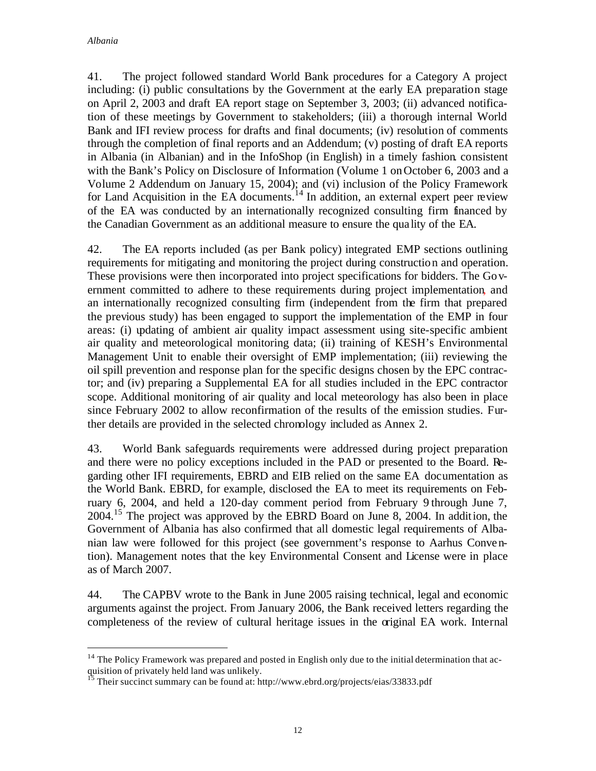41. The project followed standard World Bank procedures for a Category A project including: (i) public consultations by the Government at the early EA preparation stage on April 2, 2003 and draft EA report stage on September 3, 2003; (ii) advanced notification of these meetings by Government to stakeholders; (iii) a thorough internal World Bank and IFI review process for drafts and final documents; (iv) resolution of comments through the completion of final reports and an Addendum; (v) posting of draft EA reports in Albania (in Albanian) and in the InfoShop (in English) in a timely fashion. consistent with the Bank's Policy on Disclosure of Information (Volume 1 on October 6, 2003 and a Volume 2 Addendum on January 15, 2004); and (vi) inclusion of the Policy Framework for Land Acquisition in the EA documents.[14] In addition, an external expert peer review of the EA was conducted by an internationally recognized consulting firm financed by the Canadian Government as an additional measure to ensure the quality of the EA.

42. The EA reports included (as per Bank policy) integrated EMP sections outlining requirements for mitigating and monitoring the project during construction and operation. These provisions were then incorporated into project specifications for bidders. The Government committed to adhere to these requirements during project implementation, and an internationally recognized consulting firm (independent from the firm that prepared the previous study) has been engaged to support the implementation of the EMP in four areas: (i) updating of ambient air quality impact assessment using site-specific ambient air quality and meteorological monitoring data; (ii) training of KESH's Environmental Management Unit to enable their oversight of EMP implementation; (iii) reviewing the oil spill prevention and response plan for the specific designs chosen by the EPC contractor; and (iv) preparing a Supplemental EA for all studies included in the EPC contractor scope. Additional monitoring of air quality and local meteorology has also been in place since February 2002 to allow reconfirmation of the results of the emission studies. Further details are provided in the selected chronology included as Annex 2.

43. World Bank safeguards requirements were addressed during project preparation and there were no policy exceptions included in the PAD or presented to the Board. Regarding other IFI requirements, EBRD and EIB relied on the same EA documentation as the World Bank. EBRD, for example, disclosed the EA to meet its requirements on February 6, 2004, and held a 120-day comment period from February 9 through June 7, 2004.[15] The project was approved by the EBRD Board on June 8, 2004. In addition, the Government of Albania has also confirmed that all domestic legal requirements of Albanian law were followed for this project (see government's response to Aarhus Convention). Management notes that the key Environmental Consent and License were in place as of March 2007.

44. The CAPBV wrote to the Bank in June 2005 raising technical, legal and economic arguments against the project. From January 2006, the Bank received letters regarding the completeness of the review of cultural heritage issues in the original EA work. Internal

---

[14] The Policy Framework was prepared and posted in English only due to the initial determination that acquisition of privately held land was unlikely.

[15] Their succinct summary can be found at: http://www.ebrd.org/projects/eias/33833.pdf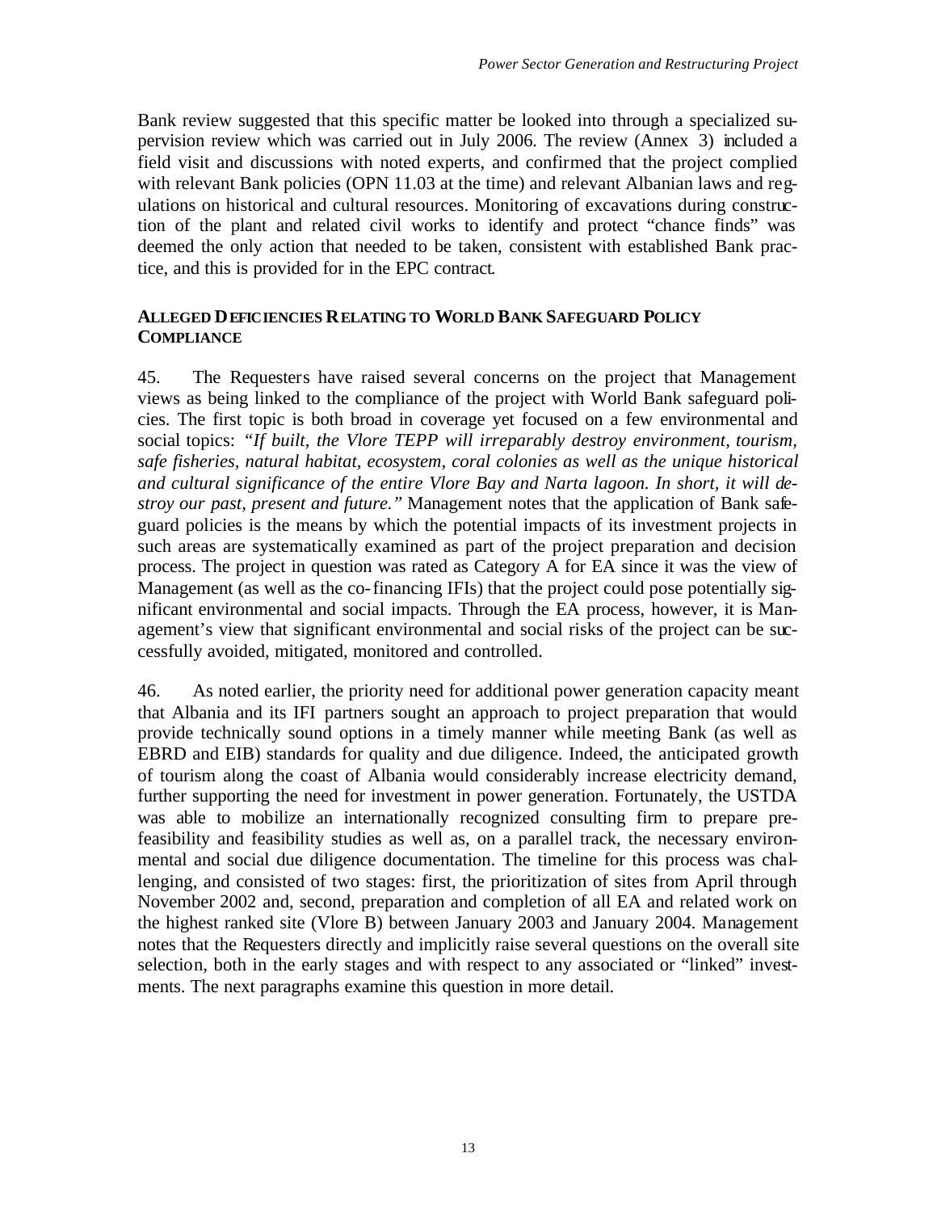Bank review suggested that this specific matter be looked into through a specialized supervision review which was carried out in July 2006. The review (Annex 3) included a field visit and discussions with noted experts, and confirmed that the project complied with relevant Bank policies (OPN 11.03 at the time) and relevant Albanian laws and regulations on historical and cultural resources. Monitoring of excavations during construction of the plant and related civil works to identify and protect "chance finds" was deemed the only action that needed to be taken, consistent with established Bank practice, and this is provided for in the EPC contract.

## ALLEGED DEFICIENCIES RELATING TO WORLD BANK SAFEGUARD POLICY COMPLIANCE

45. The Requesters have raised several concerns on the project that Management views as being linked to the compliance of the project with World Bank safeguard policies. The first topic is both broad in coverage yet focused on a few environmental and social topics: *"If built, the Vlore TEPP will irreparably destroy environment, tourism, safe fisheries, natural habitat, ecosystem, coral colonies as well as the unique historical and cultural significance of the entire Vlore Bay and Narta lagoon. In short, it will destroy our past, present and future."* Management notes that the application of Bank safeguard policies is the means by which the potential impacts of its investment projects in such areas are systematically examined as part of the project preparation and decision process. The project in question was rated as Category A for EA since it was the view of Management (as well as the co-financing IFIs) that the project could pose potentially significant environmental and social impacts. Through the EA process, however, it is Management's view that significant environmental and social risks of the project can be successfully avoided, mitigated, monitored and controlled.

46. As noted earlier, the priority need for additional power generation capacity meant that Albania and its IFI partners sought an approach to project preparation that would provide technically sound options in a timely manner while meeting Bank (as well as EBRD and EIB) standards for quality and due diligence. Indeed, the anticipated growth of tourism along the coast of Albania would considerably increase electricity demand, further supporting the need for investment in power generation. Fortunately, the USTDA was able to mobilize an internationally recognized consulting firm to prepare prefeasibility and feasibility studies as well as, on a parallel track, the necessary environmental and social due diligence documentation. The timeline for this process was challenging, and consisted of two stages: first, the prioritization of sites from April through November 2002 and, second, preparation and completion of all EA and related work on the highest ranked site (Vlore B) between January 2003 and January 2004. Management notes that the Requesters directly and implicitly raise several questions on the overall site selection, both in the early stages and with respect to any associated or "linked" investments. The next paragraphs examine this question in more detail.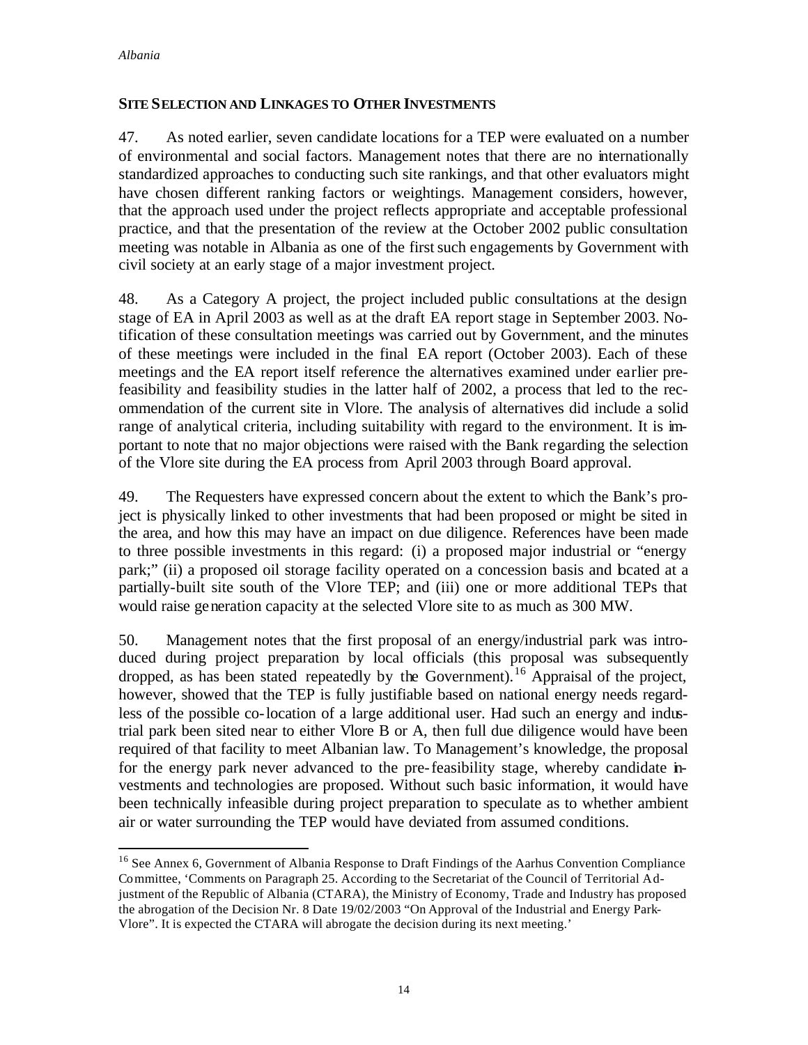## SITE SELECTION AND LINKAGES TO OTHER INVESTMENTS

47. As noted earlier, seven candidate locations for a TEP were evaluated on a number of environmental and social factors. Management notes that there are no internationally standardized approaches to conducting such site rankings, and that other evaluators might have chosen different ranking factors or weightings. Management considers, however, that the approach used under the project reflects appropriate and acceptable professional practice, and that the presentation of the review at the October 2002 public consultation meeting was notable in Albania as one of the first such engagements by Government with civil society at an early stage of a major investment project.

48. As a Category A project, the project included public consultations at the design stage of EA in April 2003 as well as at the draft EA report stage in September 2003. Notification of these consultation meetings was carried out by Government, and the minutes of these meetings were included in the final EA report (October 2003). Each of these meetings and the EA report itself reference the alternatives examined under earlier pre-feasibility and feasibility studies in the latter half of 2002, a process that led to the recommendation of the current site in Vlore. The analysis of alternatives did include a solid range of analytical criteria, including suitability with regard to the environment. It is important to note that no major objections were raised with the Bank regarding the selection of the Vlore site during the EA process from April 2003 through Board approval.

49. The Requesters have expressed concern about the extent to which the Bank's project is physically linked to other investments that had been proposed or might be sited in the area, and how this may have an impact on due diligence. References have been made to three possible investments in this regard: (i) a proposed major industrial or "energy park;" (ii) a proposed oil storage facility operated on a concession basis and located at a partially-built site south of the Vlore TEP; and (iii) one or more additional TEPs that would raise generation capacity at the selected Vlore site to as much as 300 MW.

50. Management notes that the first proposal of an energy/industrial park was introduced during project preparation by local officials (this proposal was subsequently dropped, as has been stated repeatedly by the Government).[16] Appraisal of the project, however, showed that the TEP is fully justifiable based on national energy needs regardless of the possible co-location of a large additional user. Had such an energy and industrial park been sited near to either Vlore B or A, then full due diligence would have been required of that facility to meet Albanian law. To Management's knowledge, the proposal for the energy park never advanced to the pre-feasibility stage, whereby candidate investments and technologies are proposed. Without such basic information, it would have been technically infeasible during project preparation to speculate as to whether ambient air or water surrounding the TEP would have deviated from assumed conditions.

---

[16] See Annex 6, Government of Albania Response to Draft Findings of the Aarhus Convention Compliance Committee, 'Comments on Paragraph 25. According to the Secretariat of the Council of Territorial Adjustment of the Republic of Albania (CTARA), the Ministry of Economy, Trade and Industry has proposed the abrogation of the Decision Nr. 8 Date 19/02/2003 "On Approval of the Industrial and Energy Park-Vlore". It is expected the CTARA will abrogate the decision during its next meeting.'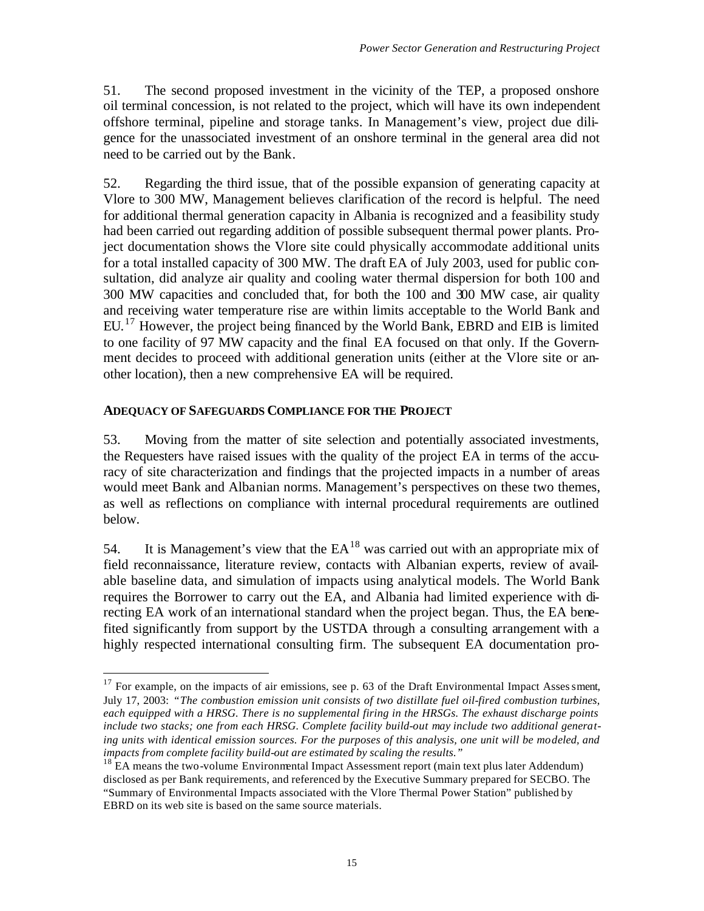51. The second proposed investment in the vicinity of the TEP, a proposed onshore oil terminal concession, is not related to the project, which will have its own independent offshore terminal, pipeline and storage tanks. In Management's view, project due diligence for the unassociated investment of an onshore terminal in the general area did not need to be carried out by the Bank.

52. Regarding the third issue, that of the possible expansion of generating capacity at Vlore to 300 MW, Management believes clarification of the record is helpful. The need for additional thermal generation capacity in Albania is recognized and a feasibility study had been carried out regarding addition of possible subsequent thermal power plants. Project documentation shows the Vlore site could physically accommodate additional units for a total installed capacity of 300 MW. The draft EA of July 2003, used for public consultation, did analyze air quality and cooling water thermal dispersion for both 100 and 300 MW capacities and concluded that, for both the 100 and 300 MW case, air quality and receiving water temperature rise are within limits acceptable to the World Bank and EU.[17] However, the project being financed by the World Bank, EBRD and EIB is limited to one facility of 97 MW capacity and the final EA focused on that only. If the Government decides to proceed with additional generation units (either at the Vlore site or another location), then a new comprehensive EA will be required.

### ADEQUACY OF SAFEGUARDS COMPLIANCE FOR THE PROJECT

53. Moving from the matter of site selection and potentially associated investments, the Requesters have raised issues with the quality of the project EA in terms of the accuracy of site characterization and findings that the projected impacts in a number of areas would meet Bank and Albanian norms. Management's perspectives on these two themes, as well as reflections on compliance with internal procedural requirements are outlined below.

54. It is Management's view that the EA[18] was carried out with an appropriate mix of field reconnaissance, literature review, contacts with Albanian experts, review of available baseline data, and simulation of impacts using analytical models. The World Bank requires the Borrower to carry out the EA, and Albania had limited experience with directing EA work of an international standard when the project began. Thus, the EA benefited significantly from support by the USTDA through a consulting arrangement with a highly respected international consulting firm. The subsequent EA documentation pro-

---

[17] For example, on the impacts of air emissions, see p. 63 of the Draft Environmental Impact Assessment, July 17, 2003: *"The combustion emission unit consists of two distillate fuel oil-fired combustion turbines, each equipped with a HRSG. There is no supplemental firing in the HRSGs. The exhaust discharge points include two stacks; one from each HRSG. Complete facility build-out may include two additional generating units with identical emission sources. For the purposes of this analysis, one unit will be modeled, and impacts from complete facility build-out are estimated by scaling the results."*

[18] EA means the two-volume Environmental Impact Assessment report (main text plus later Addendum) disclosed as per Bank requirements, and referenced by the Executive Summary prepared for SECBO. The "Summary of Environmental Impacts associated with the Vlore Thermal Power Station" published by EBRD on its web site is based on the same source materials.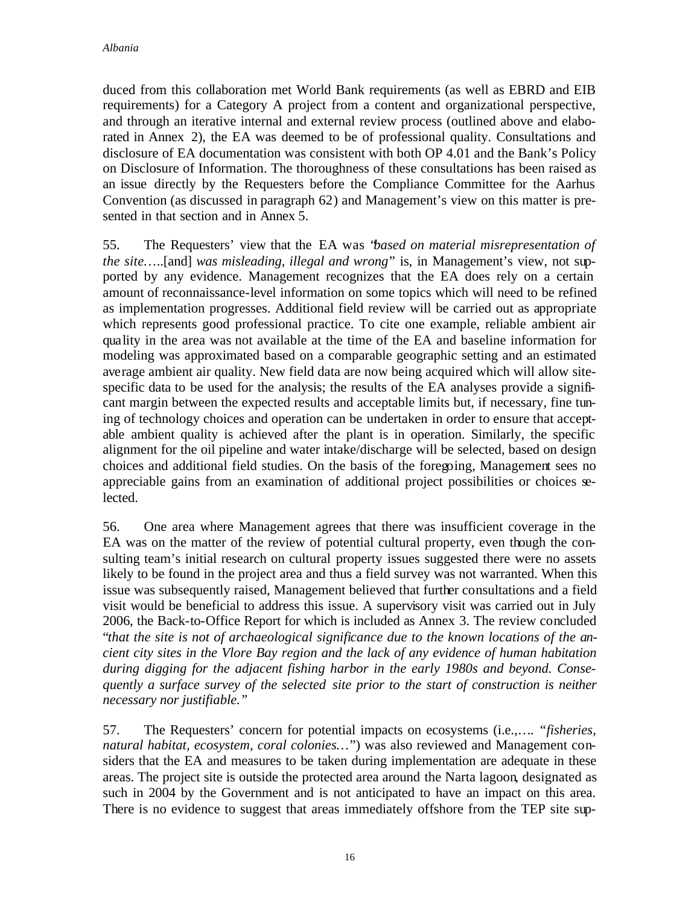duced from this collaboration met World Bank requirements (as well as EBRD and EIB requirements) for a Category A project from a content and organizational perspective, and through an iterative internal and external review process (outlined above and elaborated in Annex 2), the EA was deemed to be of professional quality. Consultations and disclosure of EA documentation was consistent with both OP 4.01 and the Bank's Policy on Disclosure of Information. The thoroughness of these consultations has been raised as an issue directly by the Requesters before the Compliance Committee for the Aarhus Convention (as discussed in paragraph 62) and Management's view on this matter is presented in that section and in Annex 5.

55. The Requesters' view that the EA was "*based on material misrepresentation of the site*…..[and] *was misleading, illegal and wrong*" is, in Management's view, not supported by any evidence. Management recognizes that the EA does rely on a certain amount of reconnaissance-level information on some topics which will need to be refined as implementation progresses. Additional field review will be carried out as appropriate which represents good professional practice. To cite one example, reliable ambient air quality in the area was not available at the time of the EA and baseline information for modeling was approximated based on a comparable geographic setting and an estimated average ambient air quality. New field data are now being acquired which will allow site-specific data to be used for the analysis; the results of the EA analyses provide a significant margin between the expected results and acceptable limits but, if necessary, fine tuning of technology choices and operation can be undertaken in order to ensure that acceptable ambient quality is achieved after the plant is in operation. Similarly, the specific alignment for the oil pipeline and water intake/discharge will be selected, based on design choices and additional field studies. On the basis of the foregoing, Management sees no appreciable gains from an examination of additional project possibilities or choices selected.

56. One area where Management agrees that there was insufficient coverage in the EA was on the matter of the review of potential cultural property, even though the consulting team's initial research on cultural property issues suggested there were no assets likely to be found in the project area and thus a field survey was not warranted. When this issue was subsequently raised, Management believed that further consultations and a field visit would be beneficial to address this issue. A supervisory visit was carried out in July 2006, the Back-to-Office Report for which is included as Annex 3. The review concluded "*that the site is not of archaeological significance due to the known locations of the ancient city sites in the Vlore Bay region and the lack of any evidence of human habitation during digging for the adjacent fishing harbor in the early 1980s and beyond. Consequently a surface survey of the selected site prior to the start of construction is neither necessary nor justifiable.*"

57. The Requesters' concern for potential impacts on ecosystems (i.e.,…. "*fisheries, natural habitat, ecosystem, coral colonies…*") was also reviewed and Management considers that the EA and measures to be taken during implementation are adequate in these areas. The project site is outside the protected area around the Narta lagoon, designated as such in 2004 by the Government and is not anticipated to have an impact on this area. There is no evidence to suggest that areas immediately offshore from the TEP site sup-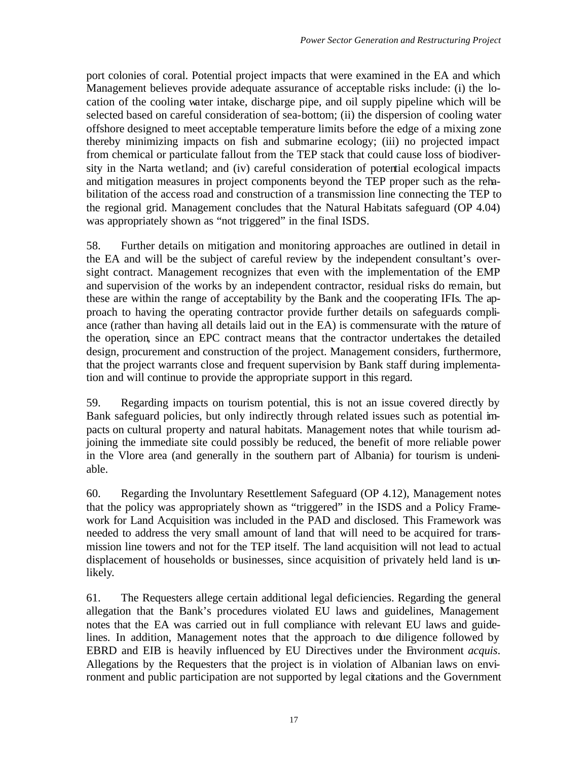port colonies of coral. Potential project impacts that were examined in the EA and which Management believes provide adequate assurance of acceptable risks include: (i) the location of the cooling water intake, discharge pipe, and oil supply pipeline which will be selected based on careful consideration of sea-bottom; (ii) the dispersion of cooling water offshore designed to meet acceptable temperature limits before the edge of a mixing zone thereby minimizing impacts on fish and submarine ecology; (iii) no projected impact from chemical or particulate fallout from the TEP stack that could cause loss of biodiversity in the Narta wetland; and (iv) careful consideration of potential ecological impacts and mitigation measures in project components beyond the TEP proper such as the rehabilitation of the access road and construction of a transmission line connecting the TEP to the regional grid. Management concludes that the Natural Habitats safeguard (OP 4.04) was appropriately shown as "not triggered" in the final ISDS.

58. Further details on mitigation and monitoring approaches are outlined in detail in the EA and will be the subject of careful review by the independent consultant's oversight contract. Management recognizes that even with the implementation of the EMP and supervision of the works by an independent contractor, residual risks do remain, but these are within the range of acceptability by the Bank and the cooperating IFIs. The approach to having the operating contractor provide further details on safeguards compliance (rather than having all details laid out in the EA) is commensurate with the nature of the operation, since an EPC contract means that the contractor undertakes the detailed design, procurement and construction of the project. Management considers, furthermore, that the project warrants close and frequent supervision by Bank staff during implementation and will continue to provide the appropriate support in this regard.

59. Regarding impacts on tourism potential, this is not an issue covered directly by Bank safeguard policies, but only indirectly through related issues such as potential impacts on cultural property and natural habitats. Management notes that while tourism adjoining the immediate site could possibly be reduced, the benefit of more reliable power in the Vlore area (and generally in the southern part of Albania) for tourism is undeniable.

60. Regarding the Involuntary Resettlement Safeguard (OP 4.12), Management notes that the policy was appropriately shown as "triggered" in the ISDS and a Policy Framework for Land Acquisition was included in the PAD and disclosed. This Framework was needed to address the very small amount of land that will need to be acquired for transmission line towers and not for the TEP itself. The land acquisition will not lead to actual displacement of households or businesses, since acquisition of privately held land is unlikely.

61. The Requesters allege certain additional legal deficiencies. Regarding the general allegation that the Bank's procedures violated EU laws and guidelines, Management notes that the EA was carried out in full compliance with relevant EU laws and guidelines. In addition, Management notes that the approach to due diligence followed by EBRD and EIB is heavily influenced by EU Directives under the Environment *acquis*. Allegations by the Requesters that the project is in violation of Albanian laws on environment and public participation are not supported by legal citations and the Government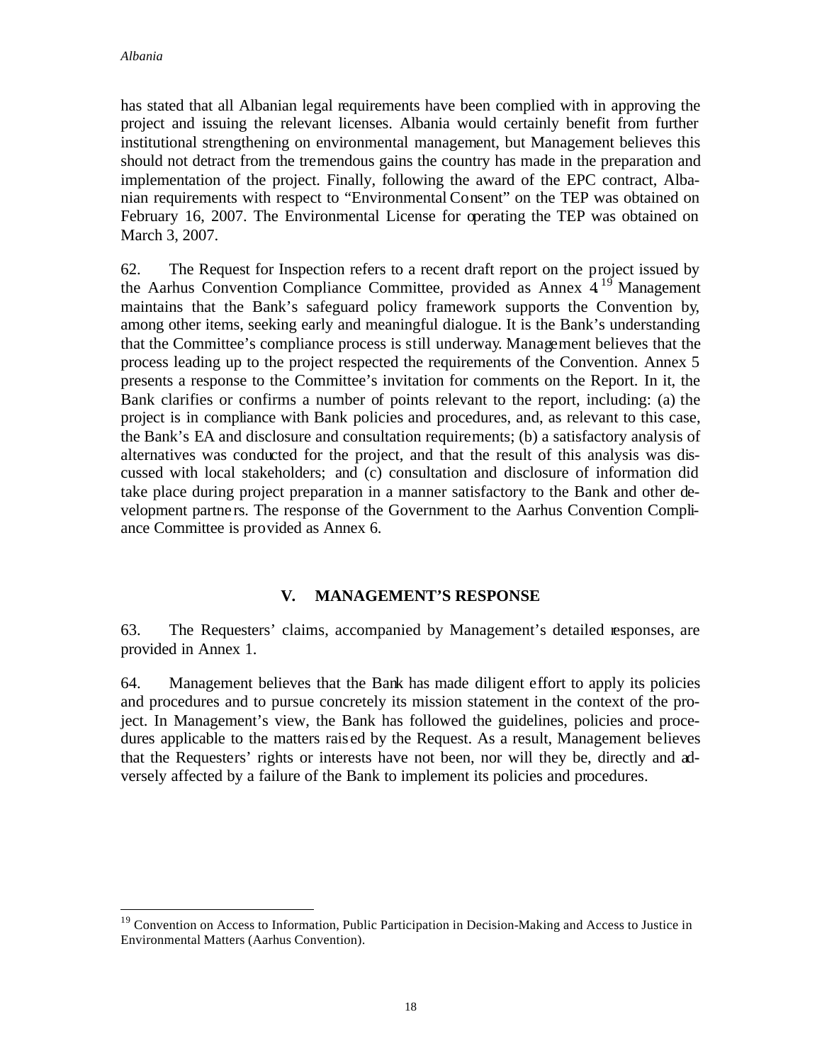has stated that all Albanian legal requirements have been complied with in approving the project and issuing the relevant licenses. Albania would certainly benefit from further institutional strengthening on environmental management, but Management believes this should not detract from the tremendous gains the country has made in the preparation and implementation of the project. Finally, following the award of the EPC contract, Albanian requirements with respect to "Environmental Consent" on the TEP was obtained on February 16, 2007. The Environmental License for operating the TEP was obtained on March 3, 2007.

62. The Request for Inspection refers to a recent draft report on the project issued by the Aarhus Convention Compliance Committee, provided as Annex 4.[19] Management maintains that the Bank's safeguard policy framework supports the Convention by, among other items, seeking early and meaningful dialogue. It is the Bank's understanding that the Committee's compliance process is still underway. Management believes that the process leading up to the project respected the requirements of the Convention. Annex 5 presents a response to the Committee's invitation for comments on the Report. In it, the Bank clarifies or confirms a number of points relevant to the report, including: (a) the project is in compliance with Bank policies and procedures, and, as relevant to this case, the Bank's EA and disclosure and consultation requirements; (b) a satisfactory analysis of alternatives was conducted for the project, and that the result of this analysis was discussed with local stakeholders; and (c) consultation and disclosure of information did take place during project preparation in a manner satisfactory to the Bank and other development partners. The response of the Government to the Aarhus Convention Compliance Committee is provided as Annex 6.

## V. MANAGEMENT'S RESPONSE

63. The Requesters' claims, accompanied by Management's detailed responses, are provided in Annex 1.

64. Management believes that the Bank has made diligent effort to apply its policies and procedures and to pursue concretely its mission statement in the context of the project. In Management's view, the Bank has followed the guidelines, policies and procedures applicable to the matters raised by the Request. As a result, Management believes that the Requesters' rights or interests have not been, nor will they be, directly and adversely affected by a failure of the Bank to implement its policies and procedures.

[19] Convention on Access to Information, Public Participation in Decision-Making and Access to Justice in Environmental Matters (Aarhus Convention).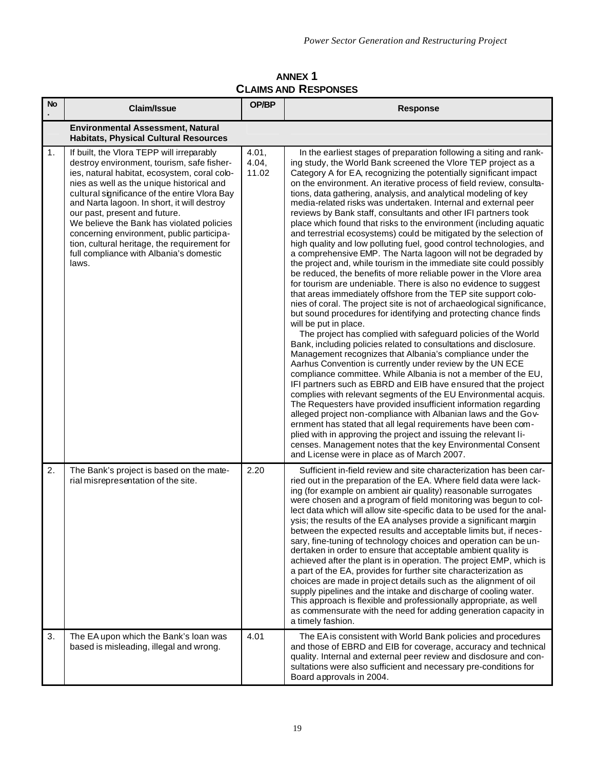## ANNEX 1
## CLAIMS AND RESPONSES

| No. | Claim/Issue | OP/BP | Response |
|---|---|---|---|
| | **Environmental Assessment, Natural Habitats, Physical Cultural Resources** | | |
| 1. | If built, the Vlora TEPP will irreparably destroy environment, tourism, safe fisheries, natural habitat, ecosystem, coral colonies as well as the unique historical and cultural significance of the entire Vlora Bay and Narta lagoon. In short, it will destroy our past, present and future.<br>We believe the Bank has violated policies concerning environment, public participation, cultural heritage, the requirement for full compliance with Albania's domestic laws. | 4.01, 4.04, 11.02 | In the earliest stages of preparation following a siting and ranking study, the World Bank screened the Vlore TEP project as a Category A for EA, recognizing the potentially significant impact on the environment. An iterative process of field review, consultations, data gathering, analysis, and analytical modeling of key media-related risks was undertaken. Internal and external peer reviews by Bank staff, consultants and other IFI partners took place which found that risks to the environment (including aquatic and terrestrial ecosystems) could be mitigated by the selection of high quality and low polluting fuel, good control technologies, and a comprehensive EMP. The Narta lagoon will not be degraded by the project and, while tourism in the immediate site could possibly be reduced, the benefits of more reliable power in the Vlore area for tourism are undeniable. There is also no evidence to suggest that areas immediately offshore from the TEP site support colonies of coral. The project site is not of archaeological significance, but sound procedures for identifying and protecting chance finds will be put in place.<br>The project has complied with safeguard policies of the World Bank, including policies related to consultations and disclosure. Management recognizes that Albania's compliance under the Aarhus Convention is currently under review by the UN ECE compliance committee. While Albania is not a member of the EU, IFI partners such as EBRD and EIB have ensured that the project complies with relevant segments of the EU Environmental acquis. The Requesters have provided insufficient information regarding alleged project non-compliance with Albanian laws and the Government has stated that all legal requirements have been complied with in approving the project and issuing the relevant licenses. Management notes that the key Environmental Consent and License were in place as of March 2007. |
| 2. | The Bank's project is based on the material misrepresentation of the site. | 2.20 | Sufficient in-field review and site characterization has been carried out in the preparation of the EA. Where field data were lacking (for example on ambient air quality) reasonable surrogates were chosen and a program of field monitoring was begun to collect data which will allow site-specific data to be used for the analysis; the results of the EA analyses provide a significant margin between the expected results and acceptable limits but, if necessary, fine-tuning of technology choices and operation can be undertaken in order to ensure that acceptable ambient quality is achieved after the plant is in operation. The project EMP, which is a part of the EA, provides for further site characterization as choices are made in project details such as the alignment of oil supply pipelines and the intake and discharge of cooling water. This approach is flexible and professionally appropriate, as well as commensurate with the need for adding generation capacity in a timely fashion. |
| 3. | The EA upon which the Bank's loan was based is misleading, illegal and wrong. | 4.01 | The EA is consistent with World Bank policies and procedures and those of EBRD and EIB for coverage, accuracy and technical quality. Internal and external peer review and disclosure and consultations were also sufficient and necessary pre-conditions for Board approvals in 2004. |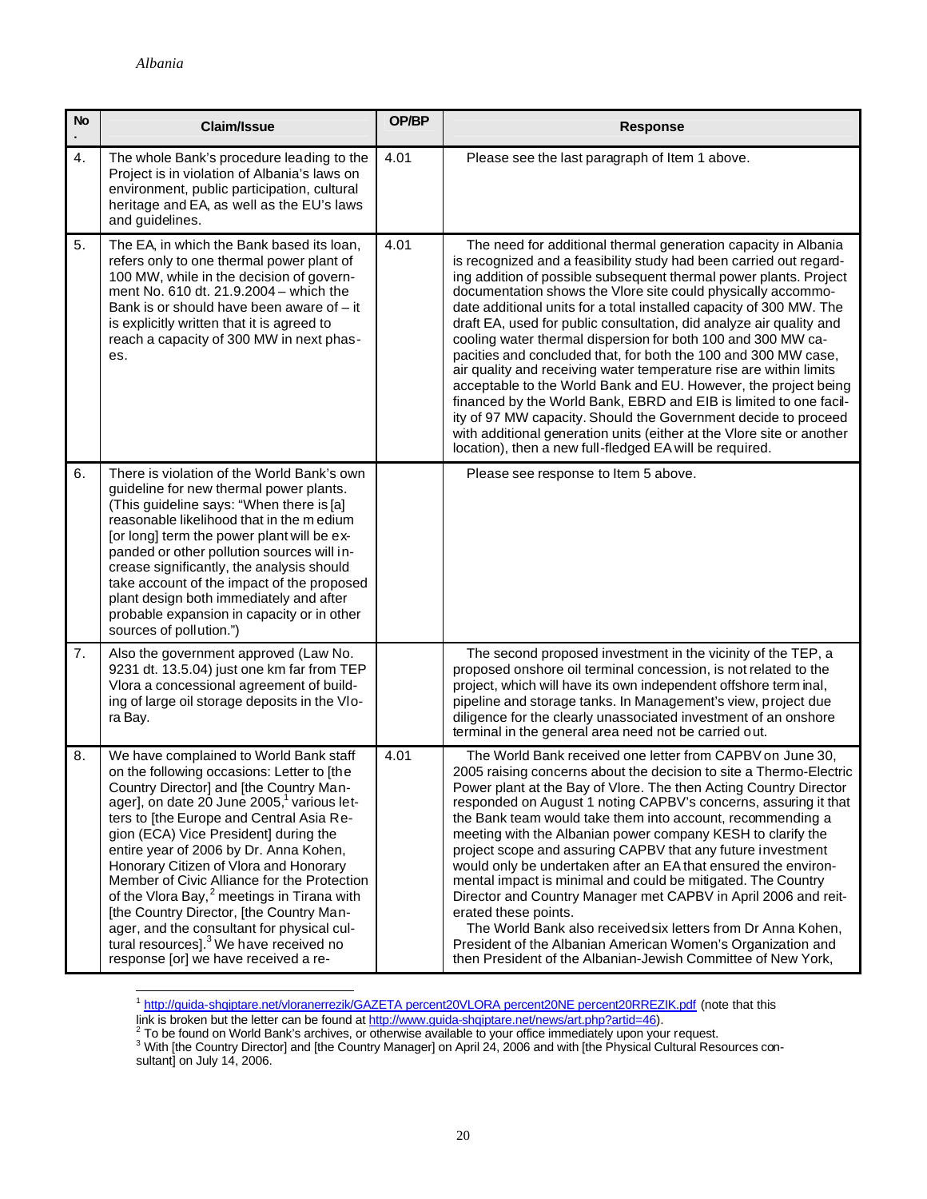| No. | Claim/Issue | OP/BP | Response |
|---|---|---|---|
| 4. | The whole Bank's procedure leading to the Project is in violation of Albania's laws on environment, public participation, cultural heritage and EA, as well as the EU's laws and guidelines. | 4.01 | Please see the last paragraph of Item 1 above. |
| 5. | The EA, in which the Bank based its loan, refers only to one thermal power plant of 100 MW, while in the decision of government No. 610 dt. 21.9.2004 – which the Bank is or should have been aware of – it is explicitly written that it is agreed to reach a capacity of 300 MW in next phases. | 4.01 | The need for additional thermal generation capacity in Albania is recognized and a feasibility study had been carried out regarding addition of possible subsequent thermal power plants. Project documentation shows the Vlore site could physically accommodate additional units for a total installed capacity of 300 MW. The draft EA, used for public consultation, did analyze air quality and cooling water thermal dispersion for both 100 and 300 MW capacities and concluded that, for both the 100 and 300 MW case, air quality and receiving water temperature rise are within limits acceptable to the World Bank and EU. However, the project being financed by the World Bank, EBRD and EIB is limited to one facility of 97 MW capacity. Should the Government decide to proceed with additional generation units (either at the Vlore site or another location), then a new full-fledged EA will be required. |
| 6. | There is violation of the World Bank's own guideline for new thermal power plants. (This guideline says: "When there is [a] reasonable likelihood that in the medium [or long] term the power plant will be expanded or other pollution sources will increase significantly, the analysis should take account of the impact of the proposed plant design both immediately and after probable expansion in capacity or in other sources of pollution.") | | Please see response to Item 5 above. |
| 7. | Also the government approved (Law No. 9231 dt. 13.5.04) just one km far from TEP Vlora a concessional agreement of building of large oil storage deposits in the Vlora Bay. | | The second proposed investment in the vicinity of the TEP, a proposed onshore oil terminal concession, is not related to the project, which will have its own independent offshore terminal, pipeline and storage tanks. In Management's view, project due diligence for the clearly unassociated investment of an onshore terminal in the general area need not be carried out. |
| 8. | We have complained to World Bank staff on the following occasions: Letter to [the Country Director] and [the Country Manager], on date 20 June 2005,[1] various letters to [the Europe and Central Asia Region (ECA) Vice President] during the entire year of 2006 by Dr. Anna Kohen, Honorary Citizen of Vlora and Honorary Member of Civic Alliance for the Protection of the Vlora Bay,[2] meetings in Tirana with [the Country Director, [the Country Manager, and the consultant for physical cultural resources].[3] We have received no response [or] we have received a re- | 4.01 | The World Bank received one letter from CAPBV on June 30, 2005 raising concerns about the decision to site a Thermo-Electric Power plant at the Bay of Vlore. The then Acting Country Director responded on August 1 noting CAPBV's concerns, assuring it that the Bank team would take them into account, recommending a meeting with the Albanian power company KESH to clarify the project scope and assuring CAPBV that any future investment would only be undertaken after an EA that ensured the environmental impact is minimal and could be mitigated. The Country Director and Country Manager met CAPBV in April 2006 and reiterated these points.<br>The World Bank also received six letters from Dr Anna Kohen, President of the Albanian American Women's Organization and then President of the Albanian-Jewish Committee of New York, |

[1] http://guida-shqiptare.net/vloranerrezik/GAZETA percent20VLORA percent20NE percent20RREZIK.pdf (note that this link is broken but the letter can be found at http://www.guida-shqiptare.net/news/art.php?artid=46).

[2] To be found on World Bank's archives, or otherwise available to your office immediately upon your request.

[3] With [the Country Director] and [the Country Manager] on April 24, 2006 and with [the Physical Cultural Resources consultant] on July 14, 2006.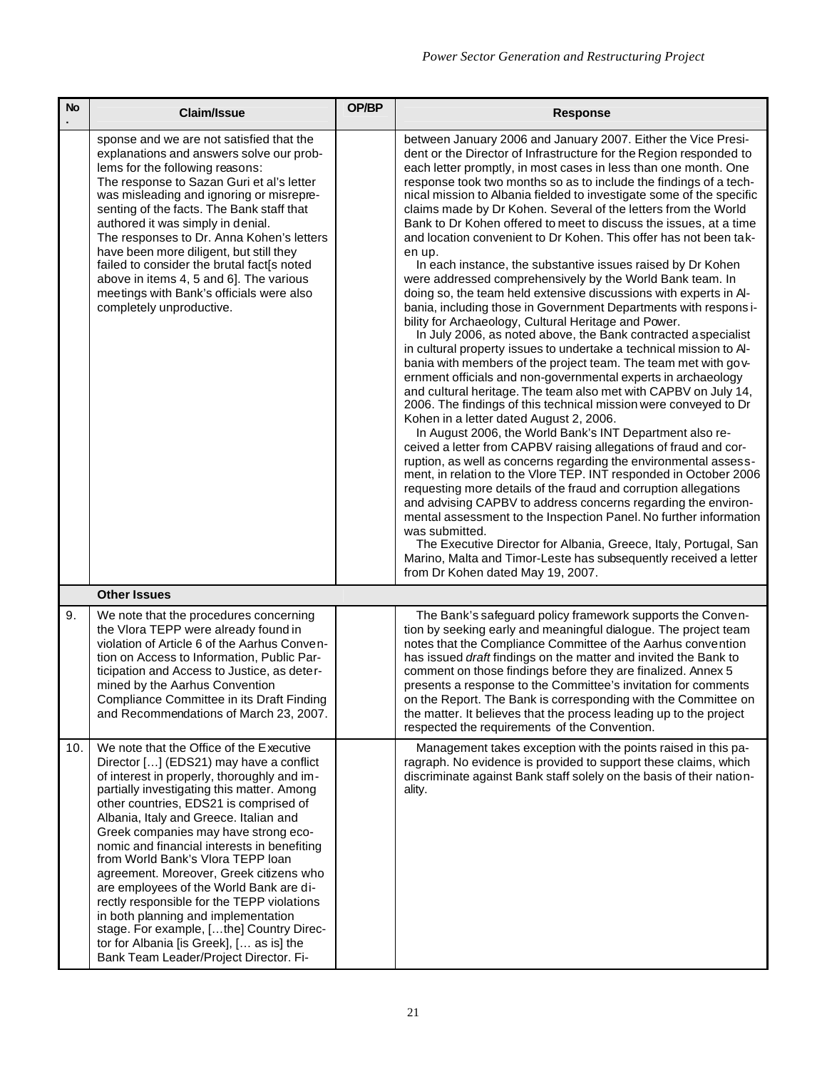| No. | Claim/Issue | OP/BP | Response |
|---|---|---|---|
| | sponse and we are not satisfied that the explanations and answers solve our problems for the following reasons: The response to Sazan Guri et al's letter was misleading and ignoring or misrepresenting of the facts. The Bank staff that authored it was simply in denial. The responses to Dr. Anna Kohen's letters have been more diligent, but still they failed to consider the brutal fact[s noted above in items 4, 5 and 6]. The various meetings with Bank's officials were also completely unproductive. | | between January 2006 and January 2007. Either the Vice President or the Director of Infrastructure for the Region responded to each letter promptly, in most cases in less than one month. One response took two months so as to include the findings of a technical mission to Albania fielded to investigate some of the specific claims made by Dr Kohen. Several of the letters from the World Bank to Dr Kohen offered to meet to discuss the issues, at a time and location convenient to Dr Kohen. This offer has not been taken up. In each instance, the substantive issues raised by Dr Kohen were addressed comprehensively by the World Bank team. In doing so, the team held extensive discussions with experts in Albania, including those in Government Departments with responsibility for Archaeology, Cultural Heritage and Power. In July 2006, as noted above, the Bank contracted a specialist in cultural property issues to undertake a technical mission to Albania with members of the project team. The team met with government officials and non-governmental experts in archaeology and cultural heritage. The team also met with CAPBV on July 14, 2006. The findings of this technical mission were conveyed to Dr Kohen in a letter dated August 2, 2006. In August 2006, the World Bank's INT Department also received a letter from CAPBV raising allegations of fraud and corruption, as well as concerns regarding the environmental assessment, in relation to the Vlore TEP. INT responded in October 2006 requesting more details of the fraud and corruption allegations and advising CAPBV to address concerns regarding the environmental assessment to the Inspection Panel. No further information was submitted. The Executive Director for Albania, Greece, Italy, Portugal, San Marino, Malta and Timor-Leste has subsequently received a letter from Dr Kohen dated May 19, 2007. |
| | **Other Issues** | | |
| 9. | We note that the procedures concerning the Vlora TEPP were already found in violation of Article 6 of the Aarhus Convention on Access to Information, Public Participation and Access to Justice, as determined by the Aarhus Convention Compliance Committee in its Draft Finding and Recommendations of March 23, 2007. | | The Bank's safeguard policy framework supports the Convention by seeking early and meaningful dialogue. The project team notes that the Compliance Committee of the Aarhus convention has issued *draft* findings on the matter and invited the Bank to comment on those findings before they are finalized. Annex 5 presents a response to the Committee's invitation for comments on the Report. The Bank is corresponding with the Committee on the matter. It believes that the process leading up to the project respected the requirements of the Convention. |
| 10. | We note that the Office of the Executive Director […] (EDS21) may have a conflict of interest in properly, thoroughly and impartially investigating this matter. Among other countries, EDS21 is comprised of Albania, Italy and Greece. Italian and Greek companies may have strong economic and financial interests in benefiting from World Bank's Vlora TEPP loan agreement. Moreover, Greek citizens who are employees of the World Bank are directly responsible for the TEPP violations in both planning and implementation stage. For example, […the] Country Director for Albania [is Greek], [… as is] the Bank Team Leader/Project Director. Fi- | | Management takes exception with the points raised in this paragraph. No evidence is provided to support these claims, which discriminate against Bank staff solely on the basis of their nationality. |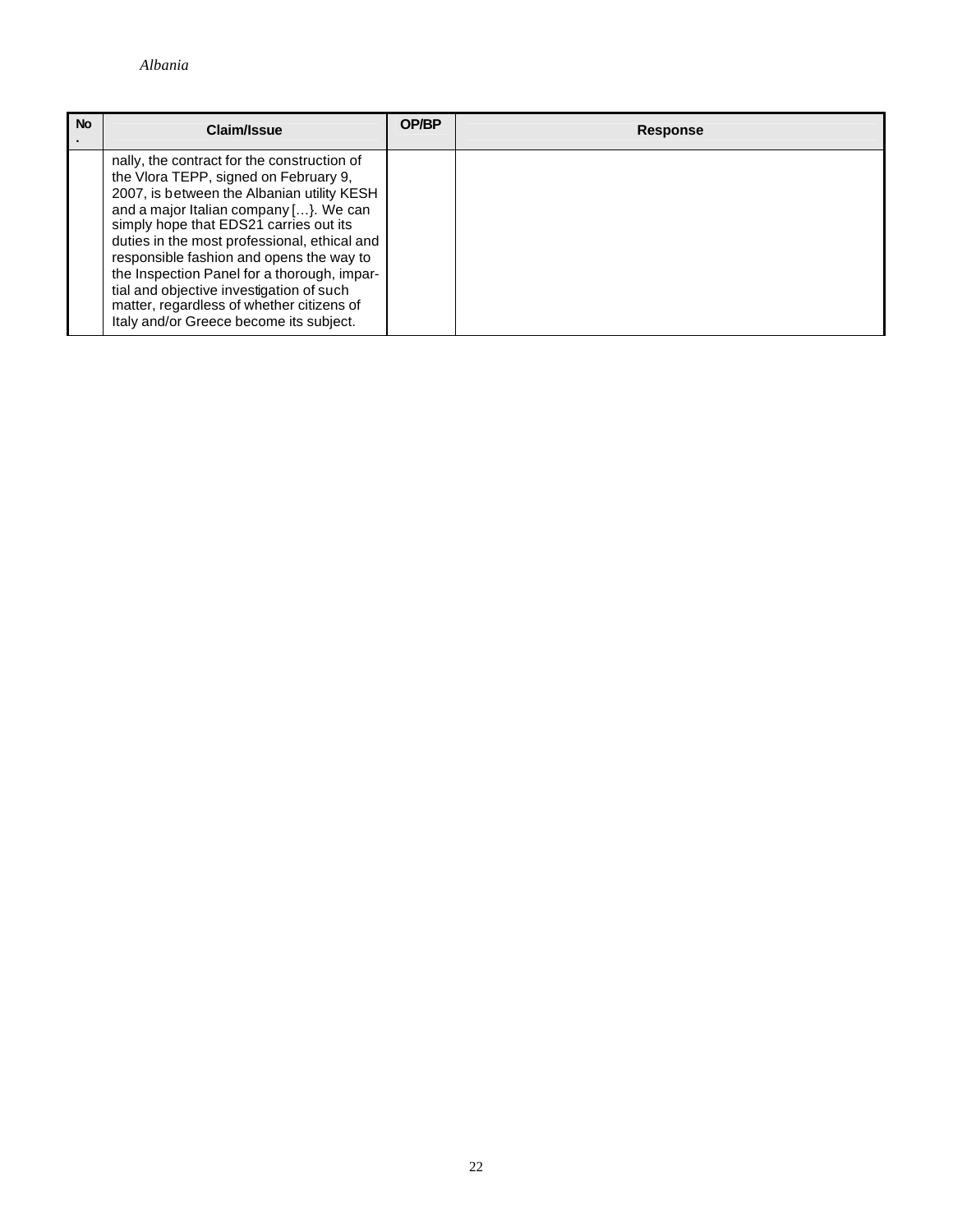| No. | Claim/Issue | OP/BP | Response |
|---|---|---|---|
| | nally, the contract for the construction of the Vlora TEPP, signed on February 9, 2007, is between the Albanian utility KESH and a major Italian company […}. We can simply hope that EDS21 carries out its duties in the most professional, ethical and responsible fashion and opens the way to the Inspection Panel for a thorough, impartial and objective investigation of such matter, regardless of whether citizens of Italy and/or Greece become its subject. | | |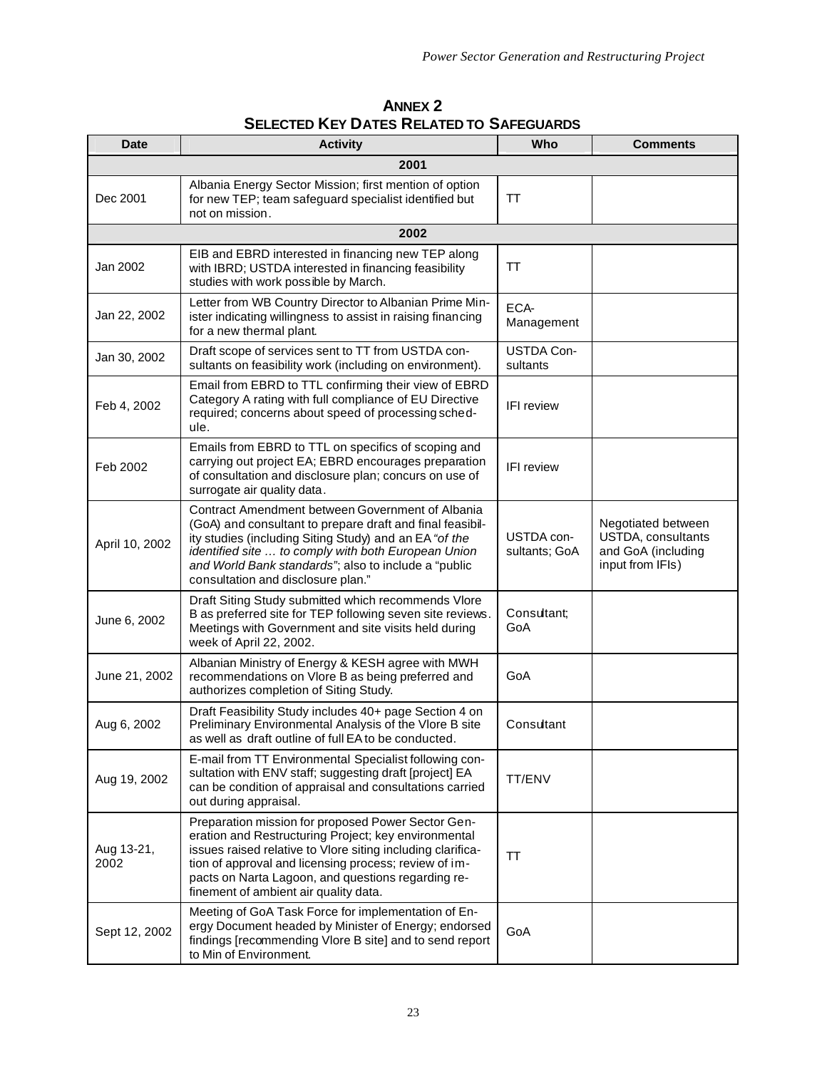## ANNEX 2
## SELECTED KEY DATES RELATED TO SAFEGUARDS

| Date | Activity | Who | Comments |
|---|---|---|---|
| **2001** | | | |
| Dec 2001 | Albania Energy Sector Mission; first mention of option for new TEP; team safeguard specialist identified but not on mission. | TT | |
| **2002** | | | |
| Jan 2002 | EIB and EBRD interested in financing new TEP along with IBRD; USTDA interested in financing feasibility studies with work possible by March. | TT | |
| Jan 22, 2002 | Letter from WB Country Director to Albanian Prime Minister indicating willingness to assist in raising financing for a new thermal plant. | ECA-Management | |
| Jan 30, 2002 | Draft scope of services sent to TT from USTDA consultants on feasibility work (including on environment). | USTDA Consultants | |
| Feb 4, 2002 | Email from EBRD to TTL confirming their view of EBRD Category A rating with full compliance of EU Directive required; concerns about speed of processing schedule. | IFI review | |
| Feb 2002 | Emails from EBRD to TTL on specifics of scoping and carrying out project EA; EBRD encourages preparation of consultation and disclosure plan; concurs on use of surrogate air quality data. | IFI review | |
| April 10, 2002 | Contract Amendment between Government of Albania (GoA) and consultant to prepare draft and final feasibility studies (including Siting Study) and an EA *"of the identified site … to comply with both European Union and World Bank standards"*; also to include a "public consultation and disclosure plan." | USTDA consultants; GoA | Negotiated between USTDA, consultants and GoA (including input from IFIs) |
| June 6, 2002 | Draft Siting Study submitted which recommends Vlore B as preferred site for TEP following seven site reviews. Meetings with Government and site visits held during week of April 22, 2002. | Consultant; GoA | |
| June 21, 2002 | Albanian Ministry of Energy & KESH agree with MWH recommendations on Vlore B as being preferred and authorizes completion of Siting Study. | GoA | |
| Aug 6, 2002 | Draft Feasibility Study includes 40+ page Section 4 on Preliminary Environmental Analysis of the Vlore B site as well as draft outline of full EA to be conducted. | Consultant | |
| Aug 19, 2002 | E-mail from TT Environmental Specialist following consultation with ENV staff; suggesting draft [project] EA can be condition of appraisal and consultations carried out during appraisal. | TT/ENV | |
| Aug 13-21, 2002 | Preparation mission for proposed Power Sector Generation and Restructuring Project; key environmental issues raised relative to Vlore siting including clarification of approval and licensing process; review of impacts on Narta Lagoon, and questions regarding refinement of ambient air quality data. | TT | |
| Sept 12, 2002 | Meeting of GoA Task Force for implementation of Energy Document headed by Minister of Energy; endorsed findings [recommending Vlore B site] and to send report to Min of Environment. | GoA | |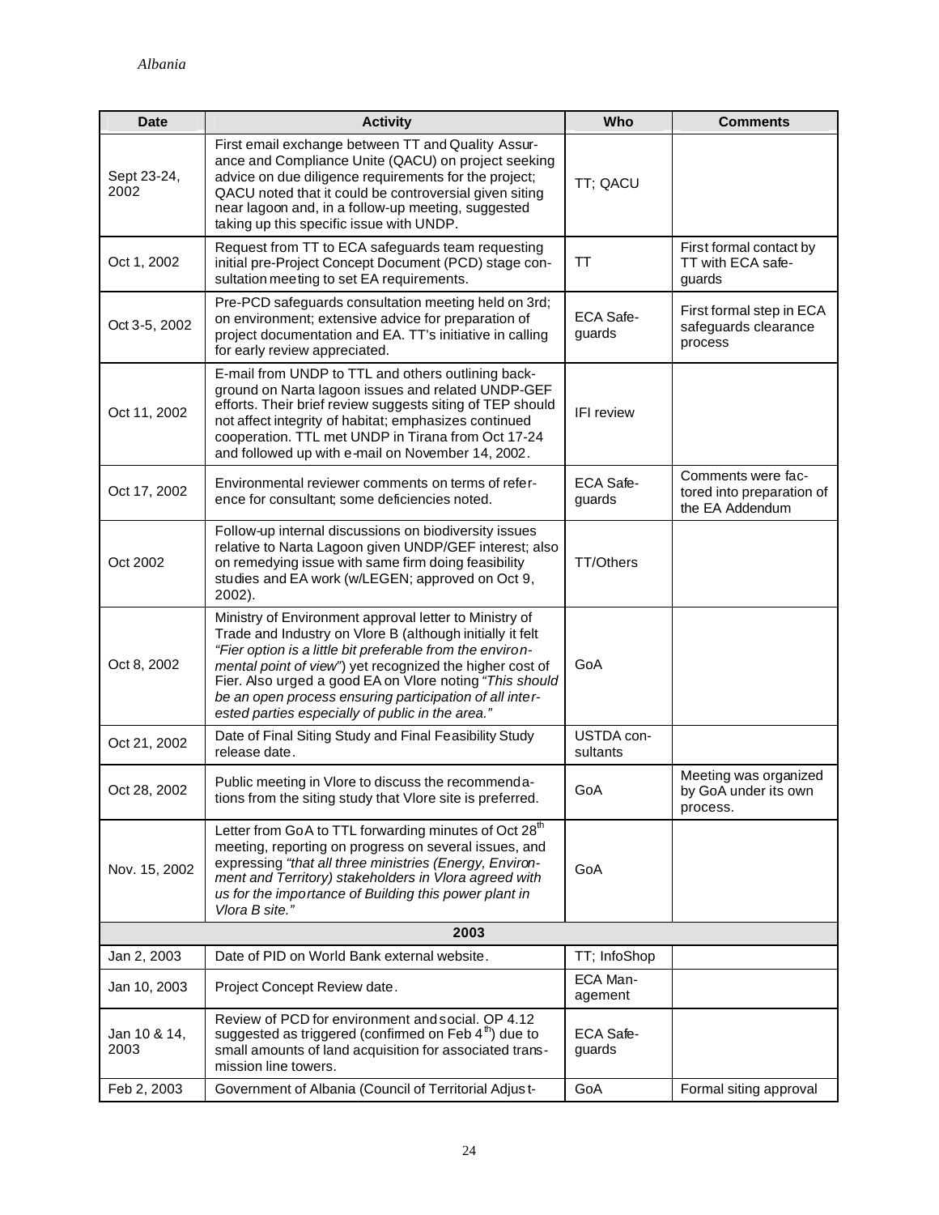| Date | Activity | Who | Comments |
|---|---|---|---|
| Sept 23-24, 2002 | First email exchange between TT and Quality Assurance and Compliance Unite (QACU) on project seeking advice on due diligence requirements for the project; QACU noted that it could be controversial given siting near lagoon and, in a follow-up meeting, suggested taking up this specific issue with UNDP. | TT; QACU | |
| Oct 1, 2002 | Request from TT to ECA safeguards team requesting initial pre-Project Concept Document (PCD) stage consultation meeting to set EA requirements. | TT | First formal contact by TT with ECA safeguards |
| Oct 3-5, 2002 | Pre-PCD safeguards consultation meeting held on 3rd; on environment; extensive advice for preparation of project documentation and EA. TT's initiative in calling for early review appreciated. | ECA Safeguards | First formal step in ECA safeguards clearance process |
| Oct 11, 2002 | E-mail from UNDP to TTL and others outlining background on Narta lagoon issues and related UNDP-GEF efforts. Their brief review suggests siting of TEP should not affect integrity of habitat; emphasizes continued cooperation. TTL met UNDP in Tirana from Oct 17-24 and followed up with e-mail on November 14, 2002. | IFI review | |
| Oct 17, 2002 | Environmental reviewer comments on terms of reference for consultant; some deficiencies noted. | ECA Safeguards | Comments were factored into preparation of the EA Addendum |
| Oct 2002 | Follow-up internal discussions on biodiversity issues relative to Narta Lagoon given UNDP/GEF interest; also on remedying issue with same firm doing feasibility studies and EA work (w/LEGEN; approved on Oct 9, 2002). | TT/Others | |
| Oct 8, 2002 | Ministry of Environment approval letter to Ministry of Trade and Industry on Vlore B (although initially it felt *"Fier option is a little bit preferable from the environmental point of view"*) yet recognized the higher cost of Fier. Also urged a good EA on Vlore noting *"This should be an open process ensuring participation of all interested parties especially of public in the area."* | GoA | |
| Oct 21, 2002 | Date of Final Siting Study and Final Feasibility Study release date. | USTDA consultants | |
| Oct 28, 2002 | Public meeting in Vlore to discuss the recommendations from the siting study that Vlore site is preferred. | GoA | Meeting was organized by GoA under its own process. |
| Nov. 15, 2002 | Letter from GoA to TTL forwarding minutes of Oct 28th meeting, reporting on progress on several issues, and expressing *"that all three ministries (Energy, Environment and Territory) stakeholders in Vlora agreed with us for the importance of Building this power plant in Vlora B site."* | GoA | |
| | **2003** | | |
| Jan 2, 2003 | Date of PID on World Bank external website. | TT; InfoShop | |
| Jan 10, 2003 | Project Concept Review date. | ECA Management | |
| Jan 10 & 14, 2003 | Review of PCD for environment and social. OP 4.12 suggested as triggered (confirmed on Feb 4th) due to small amounts of land acquisition for associated transmission line towers. | ECA Safeguards | |
| Feb 2, 2003 | Government of Albania (Council of Territorial Adjust- | GoA | Formal siting approval |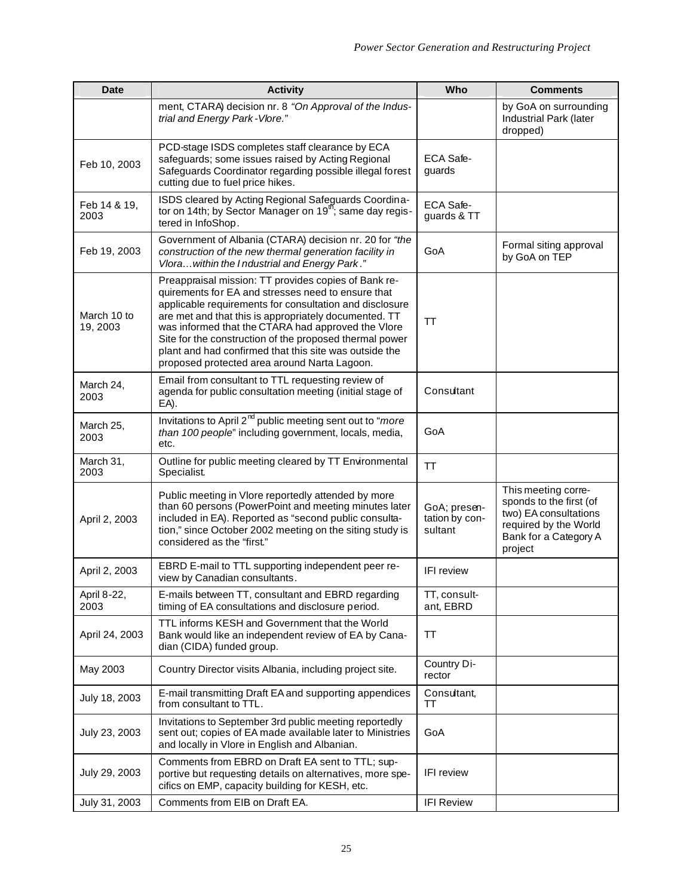| Date | Activity | Who | Comments |
|---|---|---|---|
| | ment, CTARA) decision nr. 8 *"On Approval of the Industrial and Energy Park -Vlore."* | | by GoA on surrounding Industrial Park (later dropped) |
| Feb 10, 2003 | PCD-stage ISDS completes staff clearance by ECA safeguards; some issues raised by Acting Regional Safeguards Coordinator regarding possible illegal forest cutting due to fuel price hikes. | ECA Safeguards | |
| Feb 14 & 19, 2003 | ISDS cleared by Acting Regional Safeguards Coordinator on 14th; by Sector Manager on 19th; same day registered in InfoShop. | ECA Safeguards & TT | |
| Feb 19, 2003 | Government of Albania (CTARA) decision nr. 20 for *"the construction of the new thermal generation facility in Vlora…within the Industrial and Energy Park."* | GoA | Formal siting approval by GoA on TEP |
| March 10 to 19, 2003 | Preappraisal mission: TT provides copies of Bank requirements for EA and stresses need to ensure that applicable requirements for consultation and disclosure are met and that this is appropriately documented. TT was informed that the CTARA had approved the Vlore Site for the construction of the proposed thermal power plant and had confirmed that this site was outside the proposed protected area around Narta Lagoon. | TT | |
| March 24, 2003 | Email from consultant to TTL requesting review of agenda for public consultation meeting (initial stage of EA). | Consultant | |
| March 25, 2003 | Invitations to April 2nd public meeting sent out to "*more than 100 people*" including government, locals, media, etc. | GoA | |
| March 31, 2003 | Outline for public meeting cleared by TT Environmental Specialist. | TT | |
| April 2, 2003 | Public meeting in Vlore reportedly attended by more than 60 persons (PowerPoint and meeting minutes later included in EA). Reported as "second public consultation," since October 2002 meeting on the siting study is considered as the "first." | GoA; presentation by consultant | This meeting corresponds to the first (of two) EA consultations required by the World Bank for a Category A project |
| April 2, 2003 | EBRD E-mail to TTL supporting independent peer review by Canadian consultants. | IFI review | |
| April 8-22, 2003 | E-mails between TT, consultant and EBRD regarding timing of EA consultations and disclosure period. | TT, consultant, EBRD | |
| April 24, 2003 | TTL informs KESH and Government that the World Bank would like an independent review of EA by Canadian (CIDA) funded group. | TT | |
| May 2003 | Country Director visits Albania, including project site. | Country Director | |
| July 18, 2003 | E-mail transmitting Draft EA and supporting appendices from consultant to TTL. | Consultant, TT | |
| July 23, 2003 | Invitations to September 3rd public meeting reportedly sent out; copies of EA made available later to Ministries and locally in Vlore in English and Albanian. | GoA | |
| July 29, 2003 | Comments from EBRD on Draft EA sent to TTL; supportive but requesting details on alternatives, more specifics on EMP, capacity building for KESH, etc. | IFI review | |
| July 31, 2003 | Comments from EIB on Draft EA. | IFI Review | |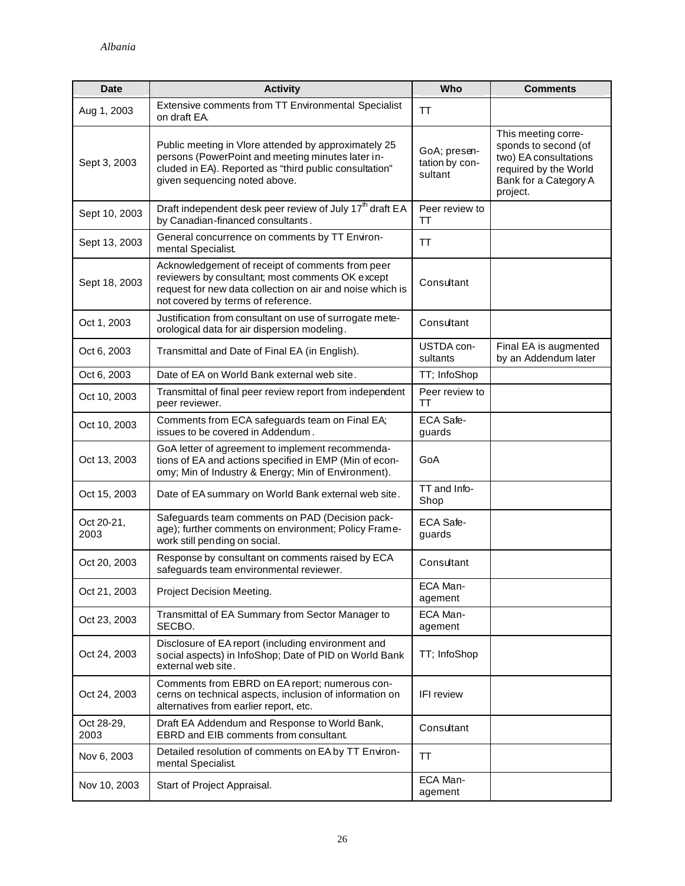| Date | Activity | Who | Comments |
|---|---|---|---|
| Aug 1, 2003 | Extensive comments from TT Environmental Specialist on draft EA. | TT | |
| Sept 3, 2003 | Public meeting in Vlore attended by approximately 25 persons (PowerPoint and meeting minutes later included in EA). Reported as "third public consultation" given sequencing noted above. | GoA; presentation by consultant | This meeting corresponds to second (of two) EA consultations required by the World Bank for a Category A project. |
| Sept 10, 2003 | Draft independent desk peer review of July 17th draft EA by Canadian-financed consultants. | Peer review to TT | |
| Sept 13, 2003 | General concurrence on comments by TT Environmental Specialist. | TT | |
| Sept 18, 2003 | Acknowledgement of receipt of comments from peer reviewers by consultant; most comments OK except request for new data collection on air and noise which is not covered by terms of reference. | Consultant | |
| Oct 1, 2003 | Justification from consultant on use of surrogate meteorological data for air dispersion modeling. | Consultant | |
| Oct 6, 2003 | Transmittal and Date of Final EA (in English). | USTDA consultants | Final EA is augmented by an Addendum later |
| Oct 6, 2003 | Date of EA on World Bank external web site. | TT; InfoShop | |
| Oct 10, 2003 | Transmittal of final peer review report from independent peer reviewer. | Peer review to TT | |
| Oct 10, 2003 | Comments from ECA safeguards team on Final EA; issues to be covered in Addendum. | ECA Safeguards | |
| Oct 13, 2003 | GoA letter of agreement to implement recommendations of EA and actions specified in EMP (Min of economy; Min of Industry & Energy; Min of Environment). | GoA | |
| Oct 15, 2003 | Date of EA summary on World Bank external web site. | TT and InfoShop | |
| Oct 20-21, 2003 | Safeguards team comments on PAD (Decision package); further comments on environment; Policy Framework still pending on social. | ECA Safeguards | |
| Oct 20, 2003 | Response by consultant on comments raised by ECA safeguards team environmental reviewer. | Consultant | |
| Oct 21, 2003 | Project Decision Meeting. | ECA Management | |
| Oct 23, 2003 | Transmittal of EA Summary from Sector Manager to SECBO. | ECA Management | |
| Oct 24, 2003 | Disclosure of EA report (including environment and social aspects) in InfoShop; Date of PID on World Bank external web site. | TT; InfoShop | |
| Oct 24, 2003 | Comments from EBRD on EA report; numerous concerns on technical aspects, inclusion of information on alternatives from earlier report, etc. | IFI review | |
| Oct 28-29, 2003 | Draft EA Addendum and Response to World Bank, EBRD and EIB comments from consultant. | Consultant | |
| Nov 6, 2003 | Detailed resolution of comments on EA by TT Environmental Specialist. | TT | |
| Nov 10, 2003 | Start of Project Appraisal. | ECA Management | |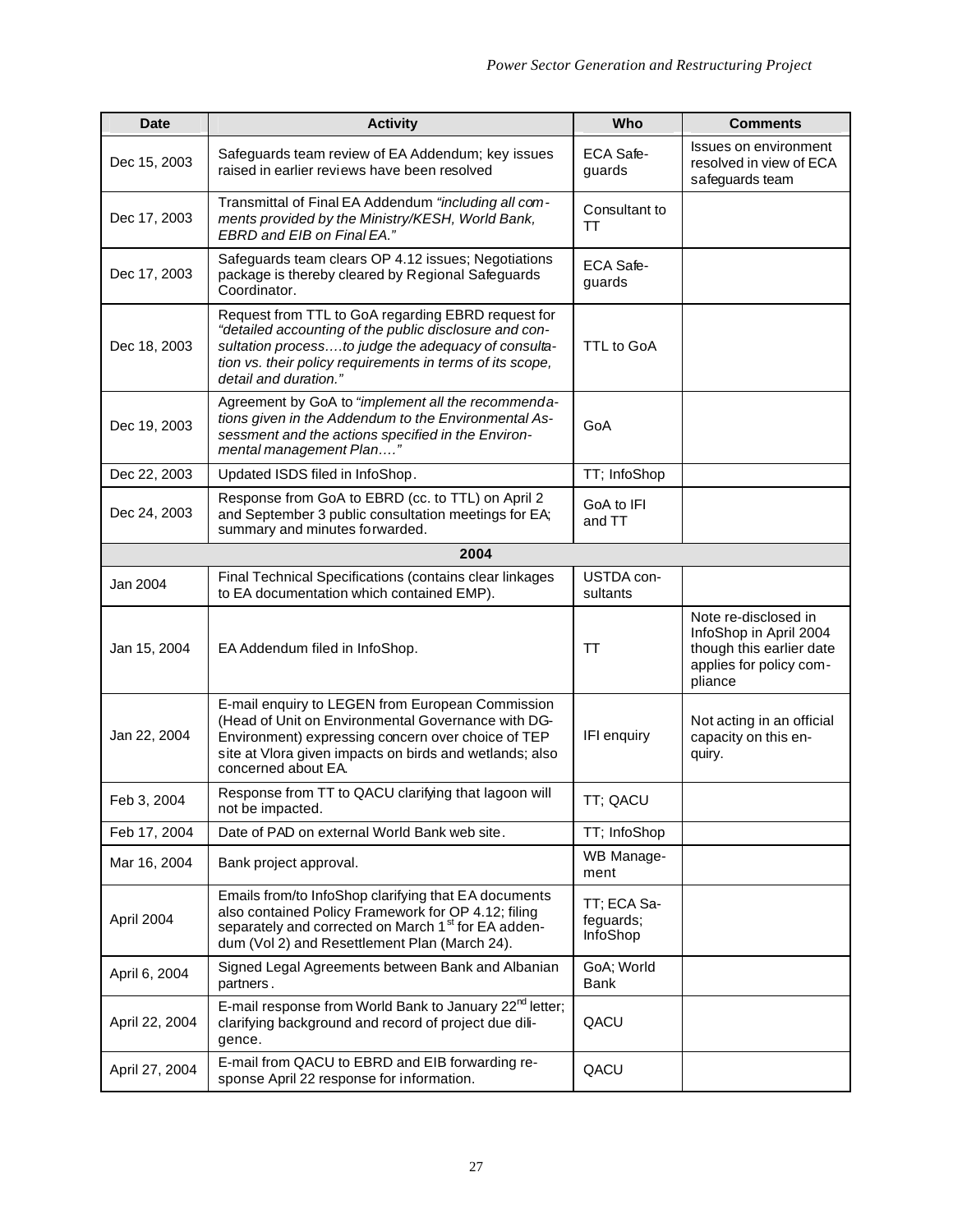| Date | Activity | Who | Comments |
|---|---|---|---|
| Dec 15, 2003 | Safeguards team review of EA Addendum; key issues raised in earlier reviews have been resolved | ECA Safeguards | Issues on environment resolved in view of ECA safeguards team |
| Dec 17, 2003 | Transmittal of Final EA Addendum *"including all comments provided by the Ministry/KESH, World Bank, EBRD and EIB on Final EA."* | Consultant to TT | |
| Dec 17, 2003 | Safeguards team clears OP 4.12 issues; Negotiations package is thereby cleared by Regional Safeguards Coordinator. | ECA Safeguards | |
| Dec 18, 2003 | Request from TTL to GoA regarding EBRD request for *"detailed accounting of the public disclosure and consultation process….to judge the adequacy of consultation vs. their policy requirements in terms of its scope, detail and duration."* | TTL to GoA | |
| Dec 19, 2003 | Agreement by GoA to *"implement all the recommendations given in the Addendum to the Environmental Assessment and the actions specified in the Environmental management Plan…."* | GoA | |
| Dec 22, 2003 | Updated ISDS filed in InfoShop. | TT; InfoShop | |
| Dec 24, 2003 | Response from GoA to EBRD (cc. to TTL) on April 2 and September 3 public consultation meetings for EA; summary and minutes forwarded. | GoA to IFI and TT | |
| **2004** | | | |
| Jan 2004 | Final Technical Specifications (contains clear linkages to EA documentation which contained EMP). | USTDA consultants | |
| Jan 15, 2004 | EA Addendum filed in InfoShop. | TT | Note re-disclosed in InfoShop in April 2004 though this earlier date applies for policy compliance |
| Jan 22, 2004 | E-mail enquiry to LEGEN from European Commission (Head of Unit on Environmental Governance with DG-Environment) expressing concern over choice of TEP site at Vlora given impacts on birds and wetlands; also concerned about EA. | IFI enquiry | Not acting in an official capacity on this enquiry. |
| Feb 3, 2004 | Response from TT to QACU clarifying that lagoon will not be impacted. | TT; QACU | |
| Feb 17, 2004 | Date of PAD on external World Bank web site. | TT; InfoShop | |
| Mar 16, 2004 | Bank project approval. | WB Management | |
| April 2004 | Emails from/to InfoShop clarifying that EA documents also contained Policy Framework for OP 4.12; filing separately and corrected on March 1st for EA addendum (Vol 2) and Resettlement Plan (March 24). | TT; ECA Safeguards; InfoShop | |
| April 6, 2004 | Signed Legal Agreements between Bank and Albanian partners. | GoA; World Bank | |
| April 22, 2004 | E-mail response from World Bank to January 22nd letter; clarifying background and record of project due diligence. | QACU | |
| April 27, 2004 | E-mail from QACU to EBRD and EIB forwarding response April 22 response for information. | QACU | |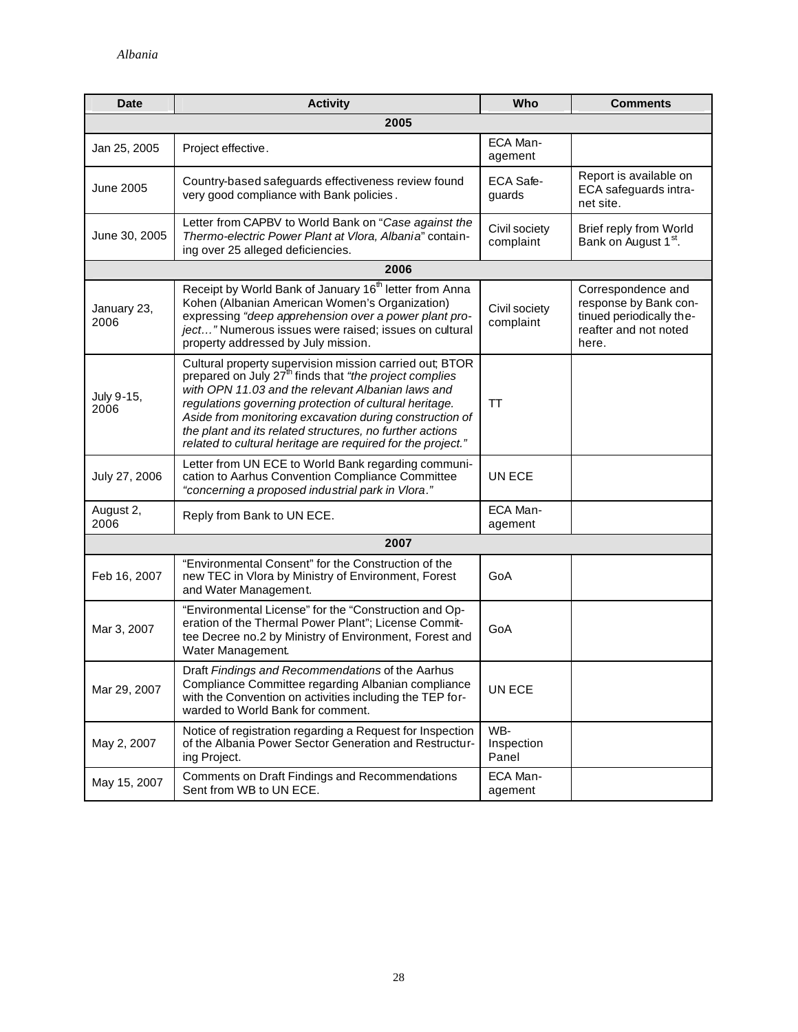| Date | Activity | Who | Comments |
|---|---|---|---|
| **2005** | | | |
| Jan 25, 2005 | Project effective. | ECA Management | |
| June 2005 | Country-based safeguards effectiveness review found very good compliance with Bank policies. | ECA Safeguards | Report is available on ECA safeguards intranet site. |
| June 30, 2005 | Letter from CAPBV to World Bank on "*Case against the Thermo-electric Power Plant at Vlora, Albania*" containing over 25 alleged deficiencies. | Civil society complaint | Brief reply from World Bank on August 1st. |
| **2006** | | | |
| January 23, 2006 | Receipt by World Bank of January 16th letter from Anna Kohen (Albanian American Women's Organization) expressing *"deep apprehension over a power plant project…"* Numerous issues were raised; issues on cultural property addressed by July mission. | Civil society complaint | Correspondence and response by Bank continued periodically thereafter and not noted here. |
| July 9-15, 2006 | Cultural property supervision mission carried out; BTOR prepared on July 27th finds that *"the project complies with OPN 11.03 and the relevant Albanian laws and regulations governing protection of cultural heritage. Aside from monitoring excavation during construction of the plant and its related structures, no further actions related to cultural heritage are required for the project."* | TT | |
| July 27, 2006 | Letter from UN ECE to World Bank regarding communication to Aarhus Convention Compliance Committee *"concerning a proposed industrial park in Vlora."* | UN ECE | |
| August 2, 2006 | Reply from Bank to UN ECE. | ECA Management | |
| **2007** | | | |
| Feb 16, 2007 | "Environmental Consent" for the Construction of the new TEC in Vlora by Ministry of Environment, Forest and Water Management. | GoA | |
| Mar 3, 2007 | "Environmental License" for the "Construction and Operation of the Thermal Power Plant"; License Committee Decree no.2 by Ministry of Environment, Forest and Water Management. | GoA | |
| Mar 29, 2007 | Draft *Findings and Recommendations* of the Aarhus Compliance Committee regarding Albanian compliance with the Convention on activities including the TEP forwarded to World Bank for comment. | UN ECE | |
| May 2, 2007 | Notice of registration regarding a Request for Inspection of the Albania Power Sector Generation and Restructuring Project. | WB-Inspection Panel | |
| May 15, 2007 | Comments on Draft Findings and Recommendations Sent from WB to UN ECE. | ECA Management | |